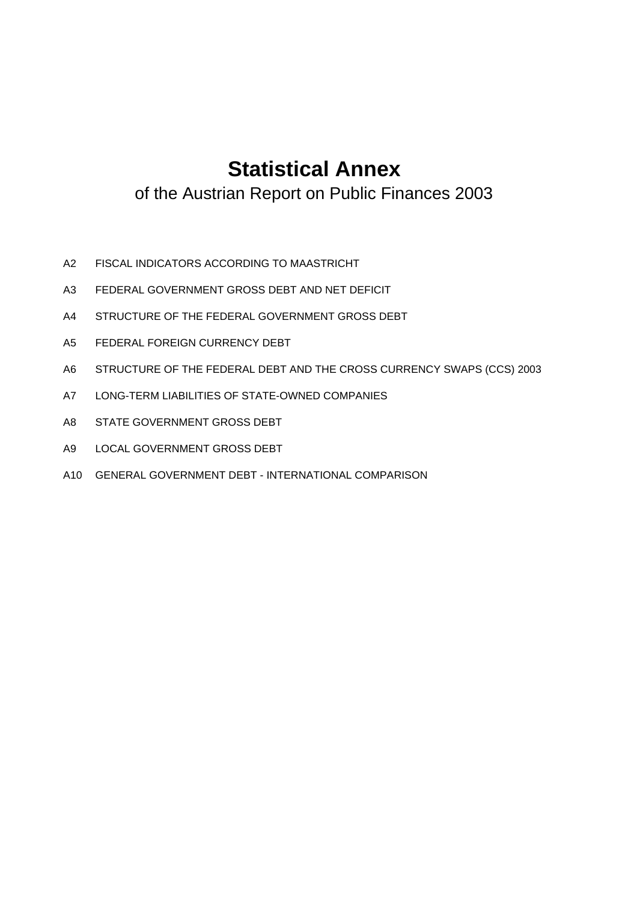# Statistical Annex

of the Austrian Report on Public Finances 2003

- A2 FISCAL INDICATORS ACCORDING TO MAASTRICHT
- A3 FEDERAL GOVERNMENT GROSS DEBT AND NET DEFICIT
- A4 STRUCTURE OF THE FEDERAL GOVERNMENT GROSS DEBT
- A5 FEDERAL FOREIGN CURRENCY DEBT
- A6 STRUCTURE OF THE FEDERAL DEBT AND THE CROSS CURRENCY SWAPS (CCS) 2003
- A7 LONG-TERM LIABILITIES OF STATE-OWNED COMPANIES
- A8 STATE GOVERNMENT GROSS DEBT
- A9 LOCAL GOVERNMENT GROSS DEBT
- A10 GENERAL GOVERNMENT DEBT - INTERNATIONAL COMPARISON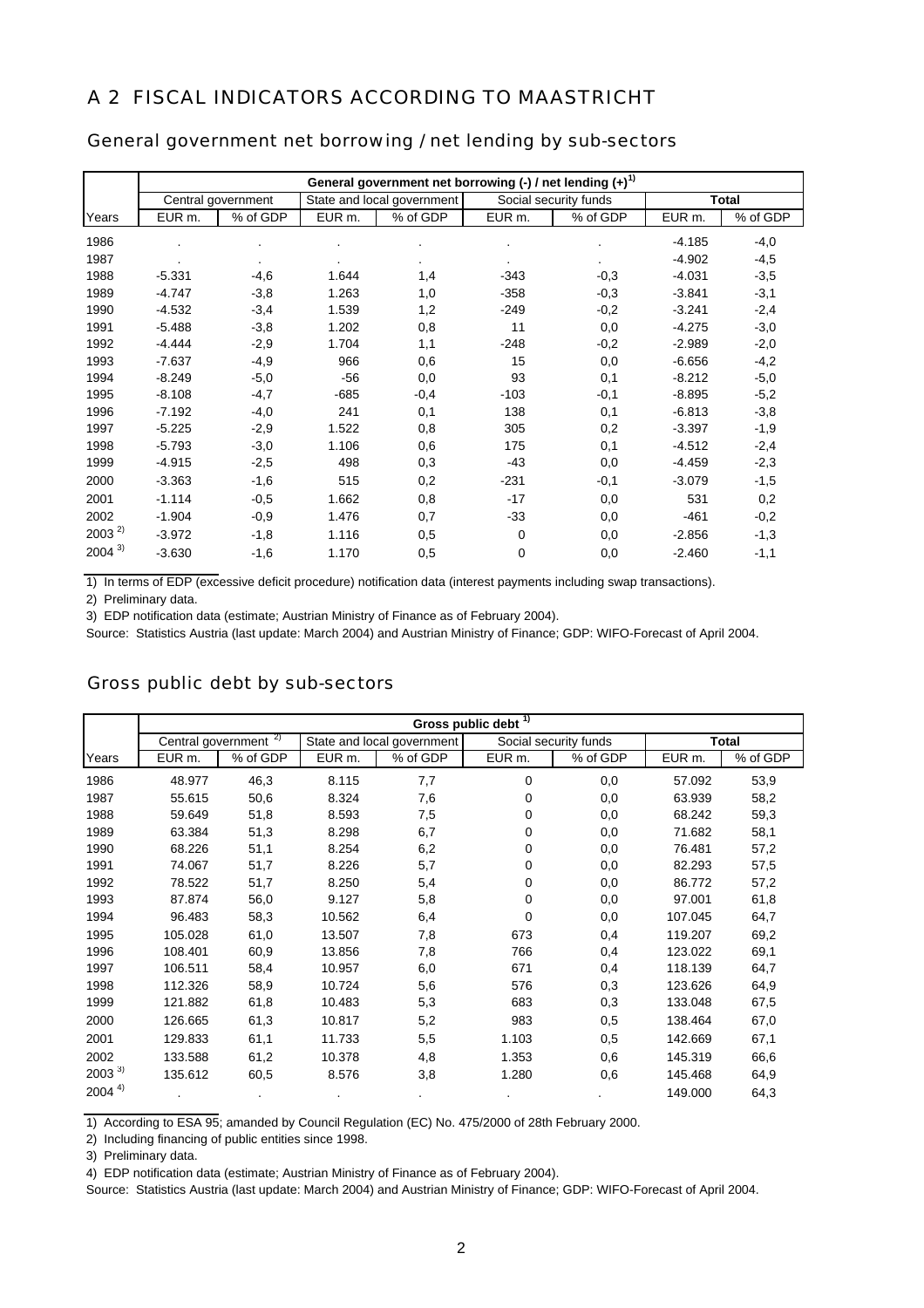# A 2 FISCAL INDICATORS ACCORDING TO MAASTRICHT

## General government net borrowing / net lending by sub-sectors

| | General government net borrowing (-) / net lending (+)[1] | | | | | | | |
|---|---|---|---|---|---|---|---|---|
| | Central government | | State and local government | | Social security funds | | Total | |
| Years | EUR m. | % of GDP | EUR m. | % of GDP | EUR m. | % of GDP | EUR m. | % of GDP |
| 1986 | . | . | . | . | . | . | -4.185 | -4,0 |
| 1987 | . | . | . | . | . | . | -4.902 | -4,5 |
| 1988 | -5.331 | -4,6 | 1.644 | 1,4 | -343 | -0,3 | -4.031 | -3,5 |
| 1989 | -4.747 | -3,8 | 1.263 | 1,0 | -358 | -0,3 | -3.841 | -3,1 |
| 1990 | -4.532 | -3,4 | 1.539 | 1,2 | -249 | -0,2 | -3.241 | -2,4 |
| 1991 | -5.488 | -3,8 | 1.202 | 0,8 | 11 | 0,0 | -4.275 | -3,0 |
| 1992 | -4.444 | -2,9 | 1.704 | 1,1 | -248 | -0,2 | -2.989 | -2,0 |
| 1993 | -7.637 | -4,9 | 966 | 0,6 | 15 | 0,0 | -6.656 | -4,2 |
| 1994 | -8.249 | -5,0 | -56 | 0,0 | 93 | 0,1 | -8.212 | -5,0 |
| 1995 | -8.108 | -4,7 | -685 | -0,4 | -103 | -0,1 | -8.895 | -5,2 |
| 1996 | -7.192 | -4,0 | 241 | 0,1 | 138 | 0,1 | -6.813 | -3,8 |
| 1997 | -5.225 | -2,9 | 1.522 | 0,8 | 305 | 0,2 | -3.397 | -1,9 |
| 1998 | -5.793 | -3,0 | 1.106 | 0,6 | 175 | 0,1 | -4.512 | -2,4 |
| 1999 | -4.915 | -2,5 | 498 | 0,3 | -43 | 0,0 | -4.459 | -2,3 |
| 2000 | -3.363 | -1,6 | 515 | 0,2 | -231 | -0,1 | -3.079 | -1,5 |
| 2001 | -1.114 | -0,5 | 1.662 | 0,8 | -17 | 0,0 | 531 | 0,2 |
| 2002 | -1.904 | -0,9 | 1.476 | 0,7 | -33 | 0,0 | -461 | -0,2 |
| 2003 [2] | -3.972 | -1,8 | 1.116 | 0,5 | 0 | 0,0 | -2.856 | -1,3 |
| 2004 [3] | -3.630 | -1,6 | 1.170 | 0,5 | 0 | 0,0 | -2.460 | -1,1 |

1) In terms of EDP (excessive deficit procedure) notification data (interest payments including swap transactions).

2) Preliminary data.

3) EDP notification data (estimate; Austrian Ministry of Finance as of February 2004).

Source: Statistics Austria (last update: March 2004) and Austrian Ministry of Finance; GDP: WIFO-Forecast of April 2004.

## Gross public debt by sub-sectors

| | Gross public debt [1] | | | | | | | |
|---|---|---|---|---|---|---|---|---|
| | Central government [2] | | State and local government | | Social security funds | | Total | |
| Years | EUR m. | % of GDP | EUR m. | % of GDP | EUR m. | % of GDP | EUR m. | % of GDP |
| 1986 | 48.977 | 46,3 | 8.115 | 7,7 | 0 | 0,0 | 57.092 | 53,9 |
| 1987 | 55.615 | 50,6 | 8.324 | 7,6 | 0 | 0,0 | 63.939 | 58,2 |
| 1988 | 59.649 | 51,8 | 8.593 | 7,5 | 0 | 0,0 | 68.242 | 59,3 |
| 1989 | 63.384 | 51,3 | 8.298 | 6,7 | 0 | 0,0 | 71.682 | 58,1 |
| 1990 | 68.226 | 51,1 | 8.254 | 6,2 | 0 | 0,0 | 76.481 | 57,2 |
| 1991 | 74.067 | 51,7 | 8.226 | 5,7 | 0 | 0,0 | 82.293 | 57,5 |
| 1992 | 78.522 | 51,7 | 8.250 | 5,4 | 0 | 0,0 | 86.772 | 57,2 |
| 1993 | 87.874 | 56,0 | 9.127 | 5,8 | 0 | 0,0 | 97.001 | 61,8 |
| 1994 | 96.483 | 58,3 | 10.562 | 6,4 | 0 | 0,0 | 107.045 | 64,7 |
| 1995 | 105.028 | 61,0 | 13.507 | 7,8 | 673 | 0,4 | 119.207 | 69,2 |
| 1996 | 108.401 | 60,9 | 13.856 | 7,8 | 766 | 0,4 | 123.022 | 69,1 |
| 1997 | 106.511 | 58,4 | 10.957 | 6,0 | 671 | 0,4 | 118.139 | 64,7 |
| 1998 | 112.326 | 58,9 | 10.724 | 5,6 | 576 | 0,3 | 123.626 | 64,9 |
| 1999 | 121.882 | 61,8 | 10.483 | 5,3 | 683 | 0,3 | 133.048 | 67,5 |
| 2000 | 126.665 | 61,3 | 10.817 | 5,2 | 983 | 0,5 | 138.464 | 67,0 |
| 2001 | 129.833 | 61,1 | 11.733 | 5,5 | 1.103 | 0,5 | 142.669 | 67,1 |
| 2002 | 133.588 | 61,2 | 10.378 | 4,8 | 1.353 | 0,6 | 145.319 | 66,6 |
| 2003 [3] | 135.612 | 60,5 | 8.576 | 3,8 | 1.280 | 0,6 | 145.468 | 64,9 |
| 2004 [4] | . | . | . | . | . | . | 149.000 | 64,3 |

1) According to ESA 95; amanded by Council Regulation (EC) No. 475/2000 of 28th February 2000.

2) Including financing of public entities since 1998.

3) Preliminary data.

4) EDP notification data (estimate; Austrian Ministry of Finance as of February 2004).

Source: Statistics Austria (last update: March 2004) and Austrian Ministry of Finance; GDP: WIFO-Forecast of April 2004.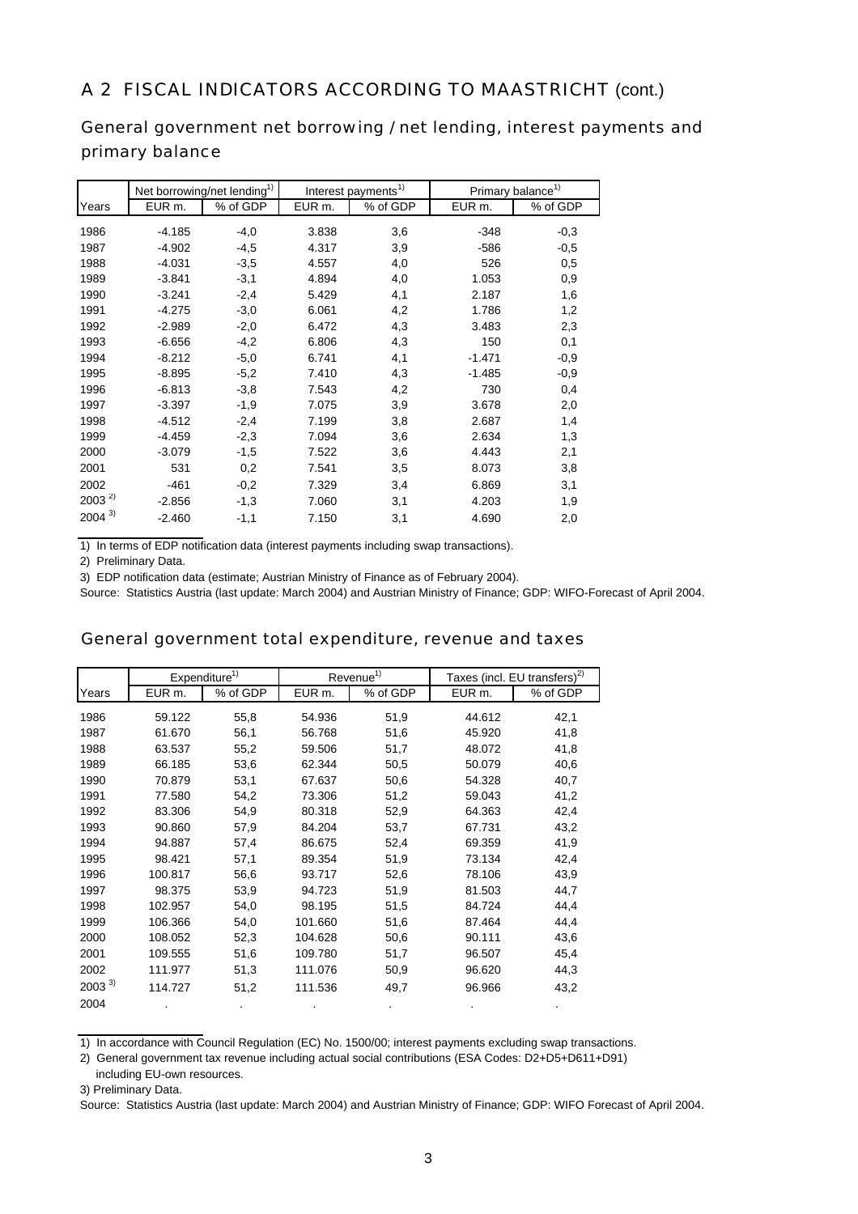## A 2 FISCAL INDICATORS ACCORDING TO MAASTRICHT (cont.)

### General government net borrowing / net lending, interest payments and primary balance

| | Net borrowing/net lending[1] | | Interest payments[1] | | Primary balance[1] | |
|---|---|---|---|---|---|---|
| Years | EUR m. | % of GDP | EUR m. | % of GDP | EUR m. | % of GDP |
| 1986 | -4.185 | -4,0 | 3.838 | 3,6 | -348 | -0,3 |
| 1987 | -4.902 | -4,5 | 4.317 | 3,9 | -586 | -0,5 |
| 1988 | -4.031 | -3,5 | 4.557 | 4,0 | 526 | 0,5 |
| 1989 | -3.841 | -3,1 | 4.894 | 4,0 | 1.053 | 0,9 |
| 1990 | -3.241 | -2,4 | 5.429 | 4,1 | 2.187 | 1,6 |
| 1991 | -4.275 | -3,0 | 6.061 | 4,2 | 1.786 | 1,2 |
| 1992 | -2.989 | -2,0 | 6.472 | 4,3 | 3.483 | 2,3 |
| 1993 | -6.656 | -4,2 | 6.806 | 4,3 | 150 | 0,1 |
| 1994 | -8.212 | -5,0 | 6.741 | 4,1 | -1.471 | -0,9 |
| 1995 | -8.895 | -5,2 | 7.410 | 4,3 | -1.485 | -0,9 |
| 1996 | -6.813 | -3,8 | 7.543 | 4,2 | 730 | 0,4 |
| 1997 | -3.397 | -1,9 | 7.075 | 3,9 | 3.678 | 2,0 |
| 1998 | -4.512 | -2,4 | 7.199 | 3,8 | 2.687 | 1,4 |
| 1999 | -4.459 | -2,3 | 7.094 | 3,6 | 2.634 | 1,3 |
| 2000 | -3.079 | -1,5 | 7.522 | 3,6 | 4.443 | 2,1 |
| 2001 | 531 | 0,2 | 7.541 | 3,5 | 8.073 | 3,8 |
| 2002 | -461 | -0,2 | 7.329 | 3,4 | 6.869 | 3,1 |
| 2003 [2] | -2.856 | -1,3 | 7.060 | 3,1 | 4.203 | 1,9 |
| 2004 [3] | -2.460 | -1,1 | 7.150 | 3,1 | 4.690 | 2,0 |

1) In terms of EDP notification data (interest payments including swap transactions).

2) Preliminary Data.

3) EDP notification data (estimate; Austrian Ministry of Finance as of February 2004).

Source: Statistics Austria (last update: March 2004) and Austrian Ministry of Finance; GDP: WIFO-Forecast of April 2004.

### General government total expenditure, revenue and taxes

| | Expenditure[1] | | Revenue[1] | | Taxes (incl. EU transfers)[2] | |
|---|---|---|---|---|---|---|
| Years | EUR m. | % of GDP | EUR m. | % of GDP | EUR m. | % of GDP |
| 1986 | 59.122 | 55,8 | 54.936 | 51,9 | 44.612 | 42,1 |
| 1987 | 61.670 | 56,1 | 56.768 | 51,6 | 45.920 | 41,8 |
| 1988 | 63.537 | 55,2 | 59.506 | 51,7 | 48.072 | 41,8 |
| 1989 | 66.185 | 53,6 | 62.344 | 50,5 | 50.079 | 40,6 |
| 1990 | 70.879 | 53,1 | 67.637 | 50,6 | 54.328 | 40,7 |
| 1991 | 77.580 | 54,2 | 73.306 | 51,2 | 59.043 | 41,2 |
| 1992 | 83.306 | 54,9 | 80.318 | 52,9 | 64.363 | 42,4 |
| 1993 | 90.860 | 57,9 | 84.204 | 53,7 | 67.731 | 43,2 |
| 1994 | 94.887 | 57,4 | 86.675 | 52,4 | 69.359 | 41,9 |
| 1995 | 98.421 | 57,1 | 89.354 | 51,9 | 73.134 | 42,4 |
| 1996 | 100.817 | 56,6 | 93.717 | 52,6 | 78.106 | 43,9 |
| 1997 | 98.375 | 53,9 | 94.723 | 51,9 | 81.503 | 44,7 |
| 1998 | 102.957 | 54,0 | 98.195 | 51,5 | 84.724 | 44,4 |
| 1999 | 106.366 | 54,0 | 101.660 | 51,6 | 87.464 | 44,4 |
| 2000 | 108.052 | 52,3 | 104.628 | 50,6 | 90.111 | 43,6 |
| 2001 | 109.555 | 51,6 | 109.780 | 51,7 | 96.507 | 45,4 |
| 2002 | 111.977 | 51,3 | 111.076 | 50,9 | 96.620 | 44,3 |
| 2003 [3] | 114.727 | 51,2 | 111.536 | 49,7 | 96.966 | 43,2 |
| 2004 | . | . | . | . | . | . |

1) In accordance with Council Regulation (EC) No. 1500/00; interest payments excluding swap transactions.

2) General government tax revenue including actual social contributions (ESA Codes: D2+D5+D611+D91) including EU-own resources.

3) Preliminary Data.

Source: Statistics Austria (last update: March 2004) and Austrian Ministry of Finance; GDP: WIFO Forecast of April 2004.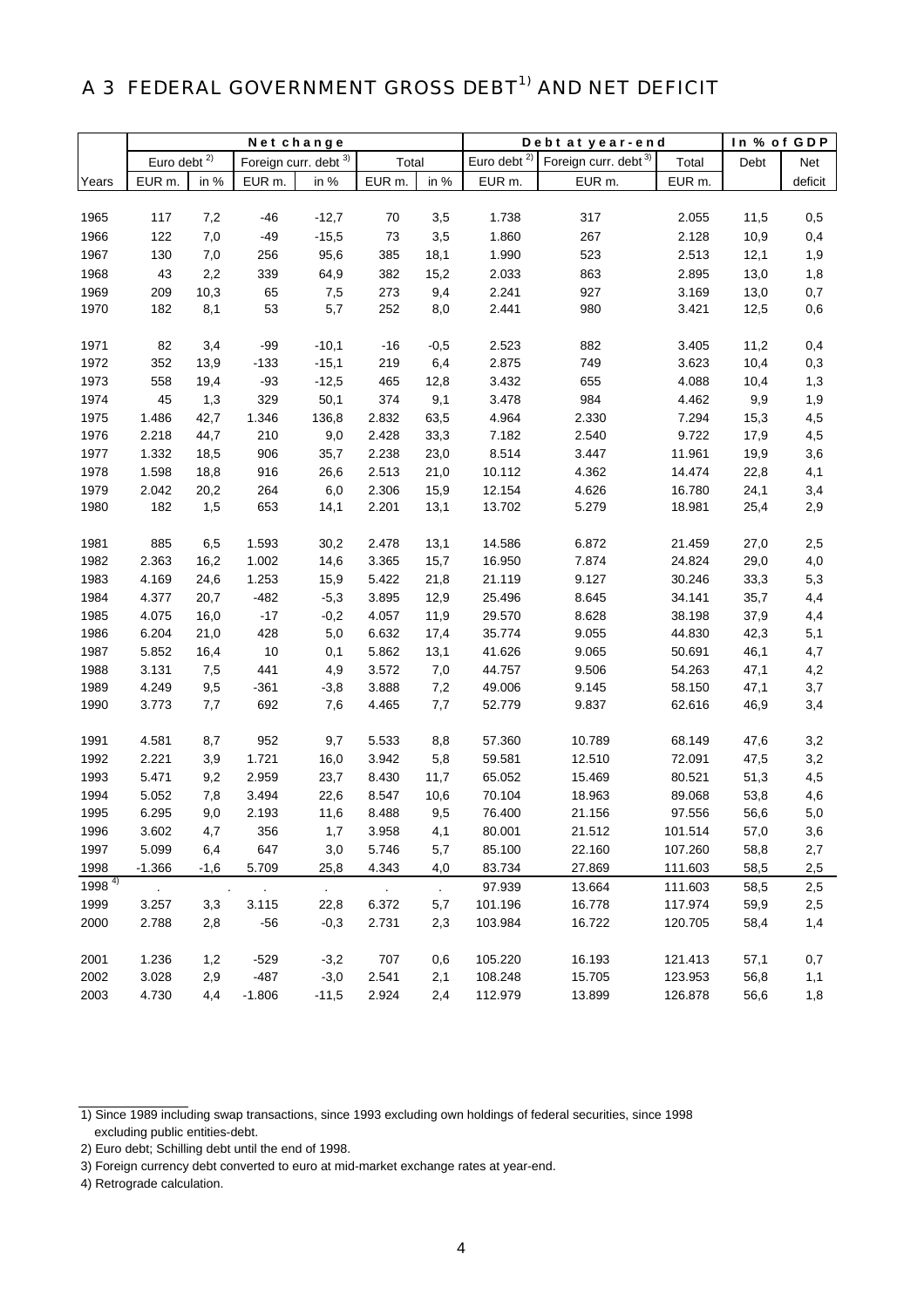# A 3 FEDERAL GOVERNMENT GROSS DEBT[1)] AND NET DEFICIT

| | Net change | | | | | | Debt at year-end | | | In % of GDP | |
|---|---|---|---|---|---|---|---|---|---|---|---|
| | Euro debt [2)] | | Foreign curr. debt [3)] | | Total | | Euro debt [2)] | Foreign curr. debt [3)] | Total | Debt | Net |
| Years | EUR m. | in % | EUR m. | in % | EUR m. | in % | EUR m. | EUR m. | EUR m. | | deficit |
| 1965 | 117 | 7,2 | -46 | -12,7 | 70 | 3,5 | 1.738 | 317 | 2.055 | 11,5 | 0,5 |
| 1966 | 122 | 7,0 | -49 | -15,5 | 73 | 3,5 | 1.860 | 267 | 2.128 | 10,9 | 0,4 |
| 1967 | 130 | 7,0 | 256 | 95,6 | 385 | 18,1 | 1.990 | 523 | 2.513 | 12,1 | 1,9 |
| 1968 | 43 | 2,2 | 339 | 64,9 | 382 | 15,2 | 2.033 | 863 | 2.895 | 13,0 | 1,8 |
| 1969 | 209 | 10,3 | 65 | 7,5 | 273 | 9,4 | 2.241 | 927 | 3.169 | 13,0 | 0,7 |
| 1970 | 182 | 8,1 | 53 | 5,7 | 252 | 8,0 | 2.441 | 980 | 3.421 | 12,5 | 0,6 |
| 1971 | 82 | 3,4 | -99 | -10,1 | -16 | -0,5 | 2.523 | 882 | 3.405 | 11,2 | 0,4 |
| 1972 | 352 | 13,9 | -133 | -15,1 | 219 | 6,4 | 2.875 | 749 | 3.623 | 10,4 | 0,3 |
| 1973 | 558 | 19,4 | -93 | -12,5 | 465 | 12,8 | 3.432 | 655 | 4.088 | 10,4 | 1,3 |
| 1974 | 45 | 1,3 | 329 | 50,1 | 374 | 9,1 | 3.478 | 984 | 4.462 | 9,9 | 1,9 |
| 1975 | 1.486 | 42,7 | 1.346 | 136,8 | 2.832 | 63,5 | 4.964 | 2.330 | 7.294 | 15,3 | 4,5 |
| 1976 | 2.218 | 44,7 | 210 | 9,0 | 2.428 | 33,3 | 7.182 | 2.540 | 9.722 | 17,9 | 4,5 |
| 1977 | 1.332 | 18,5 | 906 | 35,7 | 2.238 | 23,0 | 8.514 | 3.447 | 11.961 | 19,9 | 3,6 |
| 1978 | 1.598 | 18,8 | 916 | 26,6 | 2.513 | 21,0 | 10.112 | 4.362 | 14.474 | 22,8 | 4,1 |
| 1979 | 2.042 | 20,2 | 264 | 6,0 | 2.306 | 15,9 | 12.154 | 4.626 | 16.780 | 24,1 | 3,4 |
| 1980 | 182 | 1,5 | 653 | 14,1 | 2.201 | 13,1 | 13.702 | 5.279 | 18.981 | 25,4 | 2,9 |
| 1981 | 885 | 6,5 | 1.593 | 30,2 | 2.478 | 13,1 | 14.586 | 6.872 | 21.459 | 27,0 | 2,5 |
| 1982 | 2.363 | 16,2 | 1.002 | 14,6 | 3.365 | 15,7 | 16.950 | 7.874 | 24.824 | 29,0 | 4,0 |
| 1983 | 4.169 | 24,6 | 1.253 | 15,9 | 5.422 | 21,8 | 21.119 | 9.127 | 30.246 | 33,3 | 5,3 |
| 1984 | 4.377 | 20,7 | -482 | -5,3 | 3.895 | 12,9 | 25.496 | 8.645 | 34.141 | 35,7 | 4,4 |
| 1985 | 4.075 | 16,0 | -17 | -0,2 | 4.057 | 11,9 | 29.570 | 8.628 | 38.198 | 37,9 | 4,4 |
| 1986 | 6.204 | 21,0 | 428 | 5,0 | 6.632 | 17,4 | 35.774 | 9.055 | 44.830 | 42,3 | 5,1 |
| 1987 | 5.852 | 16,4 | 10 | 0,1 | 5.862 | 13,1 | 41.626 | 9.065 | 50.691 | 46,1 | 4,7 |
| 1988 | 3.131 | 7,5 | 441 | 4,9 | 3.572 | 7,0 | 44.757 | 9.506 | 54.263 | 47,1 | 4,2 |
| 1989 | 4.249 | 9,5 | -361 | -3,8 | 3.888 | 7,2 | 49.006 | 9.145 | 58.150 | 47,1 | 3,7 |
| 1990 | 3.773 | 7,7 | 692 | 7,6 | 4.465 | 7,7 | 52.779 | 9.837 | 62.616 | 46,9 | 3,4 |
| 1991 | 4.581 | 8,7 | 952 | 9,7 | 5.533 | 8,8 | 57.360 | 10.789 | 68.149 | 47,6 | 3,2 |
| 1992 | 2.221 | 3,9 | 1.721 | 16,0 | 3.942 | 5,8 | 59.581 | 12.510 | 72.091 | 47,5 | 3,2 |
| 1993 | 5.471 | 9,2 | 2.959 | 23,7 | 8.430 | 11,7 | 65.052 | 15.469 | 80.521 | 51,3 | 4,5 |
| 1994 | 5.052 | 7,8 | 3.494 | 22,6 | 8.547 | 10,6 | 70.104 | 18.963 | 89.068 | 53,8 | 4,6 |
| 1995 | 6.295 | 9,0 | 2.193 | 11,6 | 8.488 | 9,5 | 76.400 | 21.156 | 97.556 | 56,6 | 5,0 |
| 1996 | 3.602 | 4,7 | 356 | 1,7 | 3.958 | 4,1 | 80.001 | 21.512 | 101.514 | 57,0 | 3,6 |
| 1997 | 5.099 | 6,4 | 647 | 3,0 | 5.746 | 5,7 | 85.100 | 22.160 | 107.260 | 58,8 | 2,7 |
| 1998 | -1.366 | -1,6 | 5.709 | 25,8 | 4.343 | 4,0 | 83.734 | 27.869 | 111.603 | 58,5 | 2,5 |
| 1998 [4)] | . | . | . | . | . | . | 97.939 | 13.664 | 111.603 | 58,5 | 2,5 |
| 1999 | 3.257 | 3,3 | 3.115 | 22,8 | 6.372 | 5,7 | 101.196 | 16.778 | 117.974 | 59,9 | 2,5 |
| 2000 | 2.788 | 2,8 | -56 | -0,3 | 2.731 | 2,3 | 103.984 | 16.722 | 120.705 | 58,4 | 1,4 |
| 2001 | 1.236 | 1,2 | -529 | -3,2 | 707 | 0,6 | 105.220 | 16.193 | 121.413 | 57,1 | 0,7 |
| 2002 | 3.028 | 2,9 | -487 | -3,0 | 2.541 | 2,1 | 108.248 | 15.705 | 123.953 | 56,8 | 1,1 |
| 2003 | 4.730 | 4,4 | -1.806 | -11,5 | 2.924 | 2,4 | 112.979 | 13.899 | 126.878 | 56,6 | 1,8 |

1) Since 1989 including swap transactions, since 1993 excluding own holdings of federal securities, since 1998 excluding public entities-debt.

2) Euro debt; Schilling debt until the end of 1998.

3) Foreign currency debt converted to euro at mid-market exchange rates at year-end.

4) Retrograde calculation.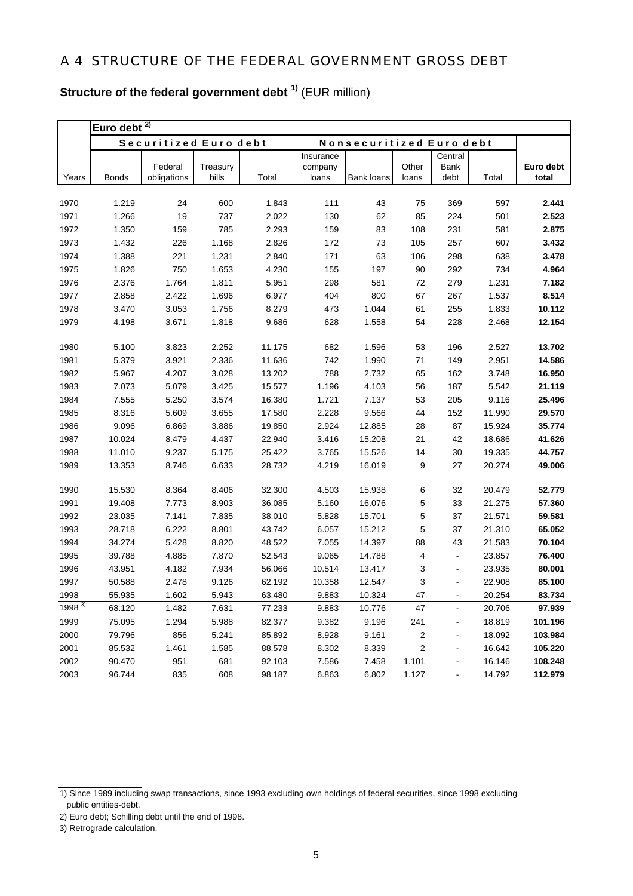# A 4 STRUCTURE OF THE FEDERAL GOVERNMENT GROSS DEBT

**Structure of the federal government debt [1)]** (EUR million)

| | Euro debt [2)] | | | | | | | | | |
|---|---|---|---|---|---|---|---|---|---|---|
| | Securitized Euro debt | | | | Nonsecuritized Euro debt | | | | | |
| Years | Bonds | Federal obligations | Treasury bills | Total | Insurance company loans | Bank loans | Other loans | Central Bank debt | Total | **Euro debt total** |
| 1970 | 1.219 | 24 | 600 | 1.843 | 111 | 43 | 75 | 369 | 597 | **2.441** |
| 1971 | 1.266 | 19 | 737 | 2.022 | 130 | 62 | 85 | 224 | 501 | **2.523** |
| 1972 | 1.350 | 159 | 785 | 2.293 | 159 | 83 | 108 | 231 | 581 | **2.875** |
| 1973 | 1.432 | 226 | 1.168 | 2.826 | 172 | 73 | 105 | 257 | 607 | **3.432** |
| 1974 | 1.388 | 221 | 1.231 | 2.840 | 171 | 63 | 106 | 298 | 638 | **3.478** |
| 1975 | 1.826 | 750 | 1.653 | 4.230 | 155 | 197 | 90 | 292 | 734 | **4.964** |
| 1976 | 2.376 | 1.764 | 1.811 | 5.951 | 298 | 581 | 72 | 279 | 1.231 | **7.182** |
| 1977 | 2.858 | 2.422 | 1.696 | 6.977 | 404 | 800 | 67 | 267 | 1.537 | **8.514** |
| 1978 | 3.470 | 3.053 | 1.756 | 8.279 | 473 | 1.044 | 61 | 255 | 1.833 | **10.112** |
| 1979 | 4.198 | 3.671 | 1.818 | 9.686 | 628 | 1.558 | 54 | 228 | 2.468 | **12.154** |
| 1980 | 5.100 | 3.823 | 2.252 | 11.175 | 682 | 1.596 | 53 | 196 | 2.527 | **13.702** |
| 1981 | 5.379 | 3.921 | 2.336 | 11.636 | 742 | 1.990 | 71 | 149 | 2.951 | **14.586** |
| 1982 | 5.967 | 4.207 | 3.028 | 13.202 | 788 | 2.732 | 65 | 162 | 3.748 | **16.950** |
| 1983 | 7.073 | 5.079 | 3.425 | 15.577 | 1.196 | 4.103 | 56 | 187 | 5.542 | **21.119** |
| 1984 | 7.555 | 5.250 | 3.574 | 16.380 | 1.721 | 7.137 | 53 | 205 | 9.116 | **25.496** |
| 1985 | 8.316 | 5.609 | 3.655 | 17.580 | 2.228 | 9.566 | 44 | 152 | 11.990 | **29.570** |
| 1986 | 9.096 | 6.869 | 3.886 | 19.850 | 2.924 | 12.885 | 28 | 87 | 15.924 | **35.774** |
| 1987 | 10.024 | 8.479 | 4.437 | 22.940 | 3.416 | 15.208 | 21 | 42 | 18.686 | **41.626** |
| 1988 | 11.010 | 9.237 | 5.175 | 25.422 | 3.765 | 15.526 | 14 | 30 | 19.335 | **44.757** |
| 1989 | 13.353 | 8.746 | 6.633 | 28.732 | 4.219 | 16.019 | 9 | 27 | 20.274 | **49.006** |
| 1990 | 15.530 | 8.364 | 8.406 | 32.300 | 4.503 | 15.938 | 6 | 32 | 20.479 | **52.779** |
| 1991 | 19.408 | 7.773 | 8.903 | 36.085 | 5.160 | 16.076 | 5 | 33 | 21.275 | **57.360** |
| 1992 | 23.035 | 7.141 | 7.835 | 38.010 | 5.828 | 15.701 | 5 | 37 | 21.571 | **59.581** |
| 1993 | 28.718 | 6.222 | 8.801 | 43.742 | 6.057 | 15.212 | 5 | 37 | 21.310 | **65.052** |
| 1994 | 34.274 | 5.428 | 8.820 | 48.522 | 7.055 | 14.397 | 88 | 43 | 21.583 | **70.104** |
| 1995 | 39.788 | 4.885 | 7.870 | 52.543 | 9.065 | 14.788 | 4 | - | 23.857 | **76.400** |
| 1996 | 43.951 | 4.182 | 7.934 | 56.066 | 10.514 | 13.417 | 3 | - | 23.935 | **80.001** |
| 1997 | 50.588 | 2.478 | 9.126 | 62.192 | 10.358 | 12.547 | 3 | - | 22.908 | **85.100** |
| 1998 | 55.935 | 1.602 | 5.943 | 63.480 | 9.883 | 10.324 | 47 | - | 20.254 | **83.734** |
| 1998 [3)] | 68.120 | 1.482 | 7.631 | 77.233 | 9.883 | 10.776 | 47 | - | 20.706 | **97.939** |
| 1999 | 75.095 | 1.294 | 5.988 | 82.377 | 9.382 | 9.196 | 241 | - | 18.819 | **101.196** |
| 2000 | 79.796 | 856 | 5.241 | 85.892 | 8.928 | 9.161 | 2 | - | 18.092 | **103.984** |
| 2001 | 85.532 | 1.461 | 1.585 | 88.578 | 8.302 | 8.339 | 2 | - | 16.642 | **105.220** |
| 2002 | 90.470 | 951 | 681 | 92.103 | 7.586 | 7.458 | 1.101 | - | 16.146 | **108.248** |
| 2003 | 96.744 | 835 | 608 | 98.187 | 6.863 | 6.802 | 1.127 | - | 14.792 | **112.979** |

1) Since 1989 including swap transactions, since 1993 excluding own holdings of federal securities, since 1998 excluding public entities-debt.

2) Euro debt; Schilling debt until the end of 1998.

3) Retrograde calculation.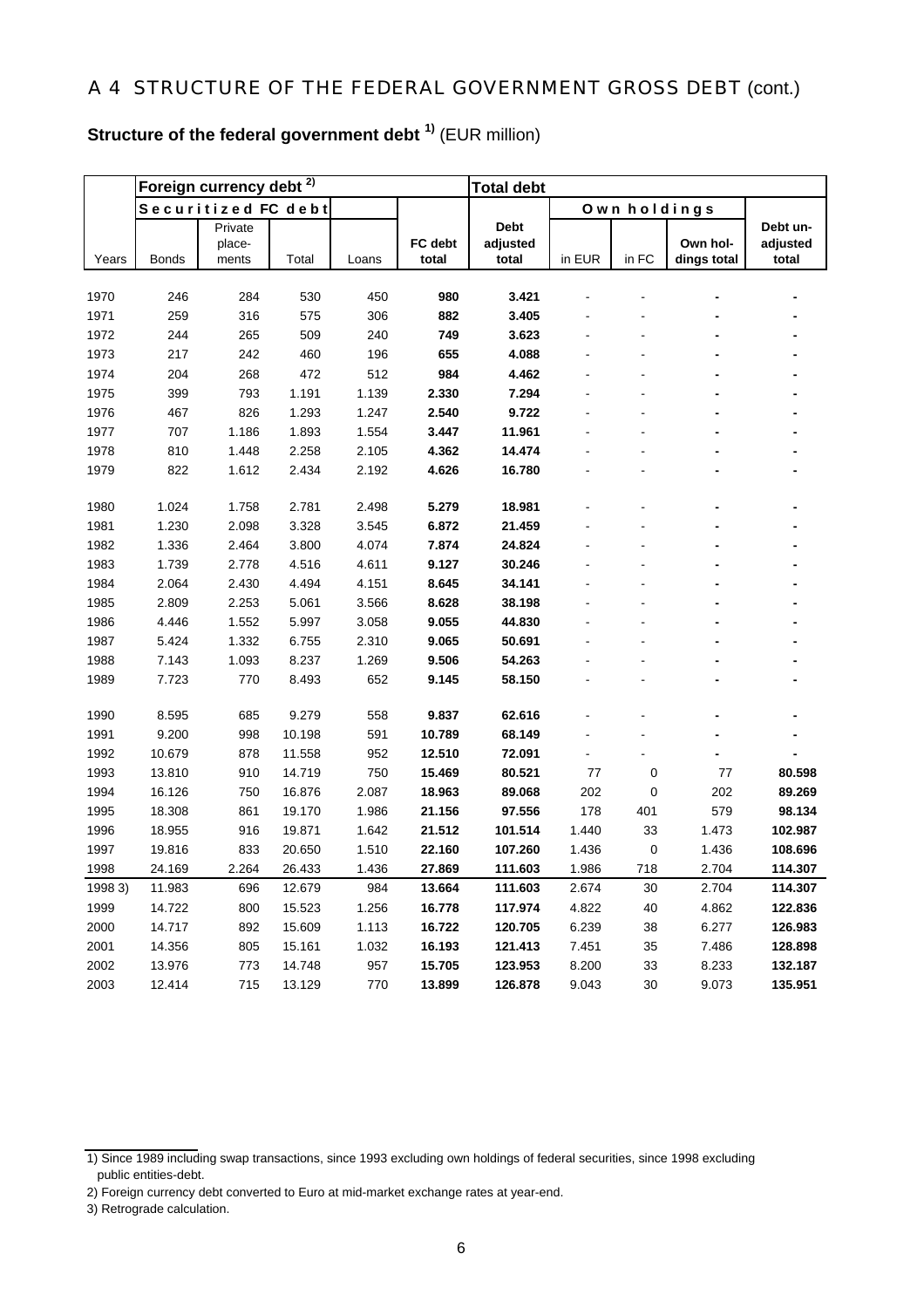# A 4 STRUCTURE OF THE FEDERAL GOVERNMENT GROSS DEBT (cont.)

## Structure of the federal government debt [1] (EUR million)

| | Foreign currency debt [2] | | | | | Total debt | | | | |
|---|---|---|---|---|---|---|---|---|---|---|
| | Securitized FC debt | | | | | | Own holdings | | | |
| Years | Bonds | Private place-ments | Total | Loans | FC debt total | Debt adjusted total | in EUR | in FC | Own hol-dings total | Debt un-adjusted total |
| 1970 | 246 | 284 | 530 | 450 | **980** | **3.421** | - | - | **-** | **-** |
| 1971 | 259 | 316 | 575 | 306 | **882** | **3.405** | - | - | **-** | **-** |
| 1972 | 244 | 265 | 509 | 240 | **749** | **3.623** | - | - | **-** | **-** |
| 1973 | 217 | 242 | 460 | 196 | **655** | **4.088** | - | - | **-** | **-** |
| 1974 | 204 | 268 | 472 | 512 | **984** | **4.462** | - | - | **-** | **-** |
| 1975 | 399 | 793 | 1.191 | 1.139 | **2.330** | **7.294** | - | - | **-** | **-** |
| 1976 | 467 | 826 | 1.293 | 1.247 | **2.540** | **9.722** | - | - | **-** | **-** |
| 1977 | 707 | 1.186 | 1.893 | 1.554 | **3.447** | **11.961** | - | - | **-** | **-** |
| 1978 | 810 | 1.448 | 2.258 | 2.105 | **4.362** | **14.474** | - | - | **-** | **-** |
| 1979 | 822 | 1.612 | 2.434 | 2.192 | **4.626** | **16.780** | - | - | **-** | **-** |
| 1980 | 1.024 | 1.758 | 2.781 | 2.498 | **5.279** | **18.981** | - | - | **-** | **-** |
| 1981 | 1.230 | 2.098 | 3.328 | 3.545 | **6.872** | **21.459** | - | - | **-** | **-** |
| 1982 | 1.336 | 2.464 | 3.800 | 4.074 | **7.874** | **24.824** | - | - | **-** | **-** |
| 1983 | 1.739 | 2.778 | 4.516 | 4.611 | **9.127** | **30.246** | - | - | **-** | **-** |
| 1984 | 2.064 | 2.430 | 4.494 | 4.151 | **8.645** | **34.141** | - | - | **-** | **-** |
| 1985 | 2.809 | 2.253 | 5.061 | 3.566 | **8.628** | **38.198** | - | - | **-** | **-** |
| 1986 | 4.446 | 1.552 | 5.997 | 3.058 | **9.055** | **44.830** | - | - | **-** | **-** |
| 1987 | 5.424 | 1.332 | 6.755 | 2.310 | **9.065** | **50.691** | - | - | **-** | **-** |
| 1988 | 7.143 | 1.093 | 8.237 | 1.269 | **9.506** | **54.263** | - | - | **-** | **-** |
| 1989 | 7.723 | 770 | 8.493 | 652 | **9.145** | **58.150** | - | - | **-** | **-** |
| 1990 | 8.595 | 685 | 9.279 | 558 | **9.837** | **62.616** | - | - | **-** | **-** |
| 1991 | 9.200 | 998 | 10.198 | 591 | **10.789** | **68.149** | - | - | **-** | **-** |
| 1992 | 10.679 | 878 | 11.558 | 952 | **12.510** | **72.091** | - | - | **-** | **-** |
| 1993 | 13.810 | 910 | 14.719 | 750 | **15.469** | **80.521** | 77 | 0 | 77 | **80.598** |
| 1994 | 16.126 | 750 | 16.876 | 2.087 | **18.963** | **89.068** | 202 | 0 | 202 | **89.269** |
| 1995 | 18.308 | 861 | 19.170 | 1.986 | **21.156** | **97.556** | 178 | 401 | 579 | **98.134** |
| 1996 | 18.955 | 916 | 19.871 | 1.642 | **21.512** | **101.514** | 1.440 | 33 | 1.473 | **102.987** |
| 1997 | 19.816 | 833 | 20.650 | 1.510 | **22.160** | **107.260** | 1.436 | 0 | 1.436 | **108.696** |
| 1998 | 24.169 | 2.264 | 26.433 | 1.436 | **27.869** | **111.603** | 1.986 | 718 | 2.704 | **114.307** |
| 1998 3) | 11.983 | 696 | 12.679 | 984 | **13.664** | **111.603** | 2.674 | 30 | 2.704 | **114.307** |
| 1999 | 14.722 | 800 | 15.523 | 1.256 | **16.778** | **117.974** | 4.822 | 40 | 4.862 | **122.836** |
| 2000 | 14.717 | 892 | 15.609 | 1.113 | **16.722** | **120.705** | 6.239 | 38 | 6.277 | **126.983** |
| 2001 | 14.356 | 805 | 15.161 | 1.032 | **16.193** | **121.413** | 7.451 | 35 | 7.486 | **128.898** |
| 2002 | 13.976 | 773 | 14.748 | 957 | **15.705** | **123.953** | 8.200 | 33 | 8.233 | **132.187** |
| 2003 | 12.414 | 715 | 13.129 | 770 | **13.899** | **126.878** | 9.043 | 30 | 9.073 | **135.951** |

1) Since 1989 including swap transactions, since 1993 excluding own holdings of federal securities, since 1998 excluding public entities-debt.

2) Foreign currency debt converted to Euro at mid-market exchange rates at year-end.

3) Retrograde calculation.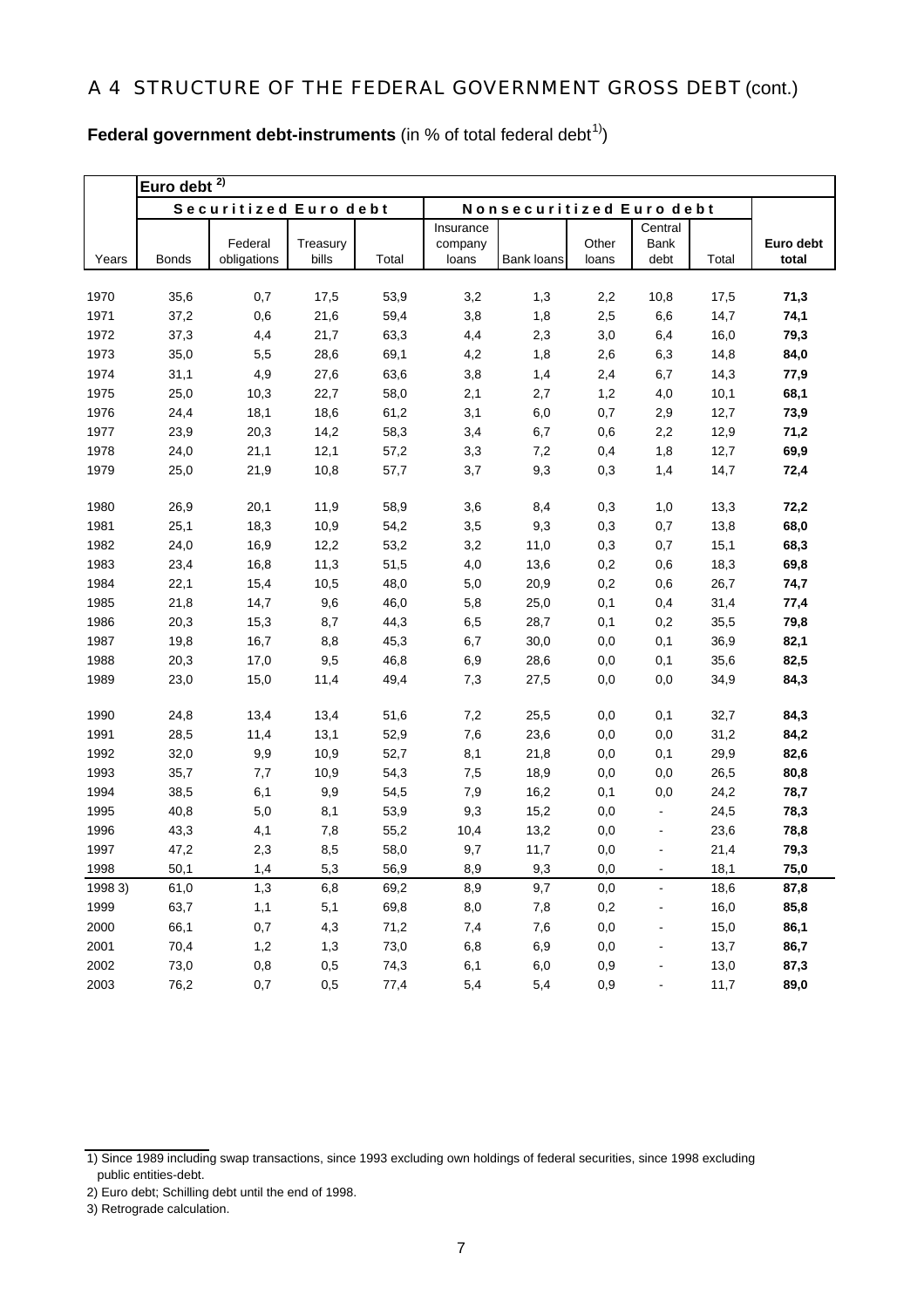# A 4 STRUCTURE OF THE FEDERAL GOVERNMENT GROSS DEBT (cont.)

**Federal government debt-instruments** (in % of total federal debt[1])

| | Euro debt [2] | | | | | | | | | |
|---|---|---|---|---|---|---|---|---|---|---|
| | Securitized Euro debt | | | | Nonsecuritized Euro debt | | | | | |
| Years | Bonds | Federal obligations | Treasury bills | Total | Insurance company loans | Bank loans | Other loans | Central Bank debt | Total | **Euro debt total** |
| 1970 | 35,6 | 0,7 | 17,5 | 53,9 | 3,2 | 1,3 | 2,2 | 10,8 | 17,5 | **71,3** |
| 1971 | 37,2 | 0,6 | 21,6 | 59,4 | 3,8 | 1,8 | 2,5 | 6,6 | 14,7 | **74,1** |
| 1972 | 37,3 | 4,4 | 21,7 | 63,3 | 4,4 | 2,3 | 3,0 | 6,4 | 16,0 | **79,3** |
| 1973 | 35,0 | 5,5 | 28,6 | 69,1 | 4,2 | 1,8 | 2,6 | 6,3 | 14,8 | **84,0** |
| 1974 | 31,1 | 4,9 | 27,6 | 63,6 | 3,8 | 1,4 | 2,4 | 6,7 | 14,3 | **77,9** |
| 1975 | 25,0 | 10,3 | 22,7 | 58,0 | 2,1 | 2,7 | 1,2 | 4,0 | 10,1 | **68,1** |
| 1976 | 24,4 | 18,1 | 18,6 | 61,2 | 3,1 | 6,0 | 0,7 | 2,9 | 12,7 | **73,9** |
| 1977 | 23,9 | 20,3 | 14,2 | 58,3 | 3,4 | 6,7 | 0,6 | 2,2 | 12,9 | **71,2** |
| 1978 | 24,0 | 21,1 | 12,1 | 57,2 | 3,3 | 7,2 | 0,4 | 1,8 | 12,7 | **69,9** |
| 1979 | 25,0 | 21,9 | 10,8 | 57,7 | 3,7 | 9,3 | 0,3 | 1,4 | 14,7 | **72,4** |
| 1980 | 26,9 | 20,1 | 11,9 | 58,9 | 3,6 | 8,4 | 0,3 | 1,0 | 13,3 | **72,2** |
| 1981 | 25,1 | 18,3 | 10,9 | 54,2 | 3,5 | 9,3 | 0,3 | 0,7 | 13,8 | **68,0** |
| 1982 | 24,0 | 16,9 | 12,2 | 53,2 | 3,2 | 11,0 | 0,3 | 0,7 | 15,1 | **68,3** |
| 1983 | 23,4 | 16,8 | 11,3 | 51,5 | 4,0 | 13,6 | 0,2 | 0,6 | 18,3 | **69,8** |
| 1984 | 22,1 | 15,4 | 10,5 | 48,0 | 5,0 | 20,9 | 0,2 | 0,6 | 26,7 | **74,7** |
| 1985 | 21,8 | 14,7 | 9,6 | 46,0 | 5,8 | 25,0 | 0,1 | 0,4 | 31,4 | **77,4** |
| 1986 | 20,3 | 15,3 | 8,7 | 44,3 | 6,5 | 28,7 | 0,1 | 0,2 | 35,5 | **79,8** |
| 1987 | 19,8 | 16,7 | 8,8 | 45,3 | 6,7 | 30,0 | 0,0 | 0,1 | 36,9 | **82,1** |
| 1988 | 20,3 | 17,0 | 9,5 | 46,8 | 6,9 | 28,6 | 0,0 | 0,1 | 35,6 | **82,5** |
| 1989 | 23,0 | 15,0 | 11,4 | 49,4 | 7,3 | 27,5 | 0,0 | 0,0 | 34,9 | **84,3** |
| 1990 | 24,8 | 13,4 | 13,4 | 51,6 | 7,2 | 25,5 | 0,0 | 0,1 | 32,7 | **84,3** |
| 1991 | 28,5 | 11,4 | 13,1 | 52,9 | 7,6 | 23,6 | 0,0 | 0,0 | 31,2 | **84,2** |
| 1992 | 32,0 | 9,9 | 10,9 | 52,7 | 8,1 | 21,8 | 0,0 | 0,1 | 29,9 | **82,6** |
| 1993 | 35,7 | 7,7 | 10,9 | 54,3 | 7,5 | 18,9 | 0,0 | 0,0 | 26,5 | **80,8** |
| 1994 | 38,5 | 6,1 | 9,9 | 54,5 | 7,9 | 16,2 | 0,1 | 0,0 | 24,2 | **78,7** |
| 1995 | 40,8 | 5,0 | 8,1 | 53,9 | 9,3 | 15,2 | 0,0 | - | 24,5 | **78,3** |
| 1996 | 43,3 | 4,1 | 7,8 | 55,2 | 10,4 | 13,2 | 0,0 | - | 23,6 | **78,8** |
| 1997 | 47,2 | 2,3 | 8,5 | 58,0 | 9,7 | 11,7 | 0,0 | - | 21,4 | **79,3** |
| 1998 | 50,1 | 1,4 | 5,3 | 56,9 | 8,9 | 9,3 | 0,0 | - | 18,1 | **75,0** |
| 1998 3) | 61,0 | 1,3 | 6,8 | 69,2 | 8,9 | 9,7 | 0,0 | - | 18,6 | **87,8** |
| 1999 | 63,7 | 1,1 | 5,1 | 69,8 | 8,0 | 7,8 | 0,2 | - | 16,0 | **85,8** |
| 2000 | 66,1 | 0,7 | 4,3 | 71,2 | 7,4 | 7,6 | 0,0 | - | 15,0 | **86,1** |
| 2001 | 70,4 | 1,2 | 1,3 | 73,0 | 6,8 | 6,9 | 0,0 | - | 13,7 | **86,7** |
| 2002 | 73,0 | 0,8 | 0,5 | 74,3 | 6,1 | 6,0 | 0,9 | - | 13,0 | **87,3** |
| 2003 | 76,2 | 0,7 | 0,5 | 77,4 | 5,4 | 5,4 | 0,9 | - | 11,7 | **89,0** |

1) Since 1989 including swap transactions, since 1993 excluding own holdings of federal securities, since 1998 excluding public entities-debt.

2) Euro debt; Schilling debt until the end of 1998.

3) Retrograde calculation.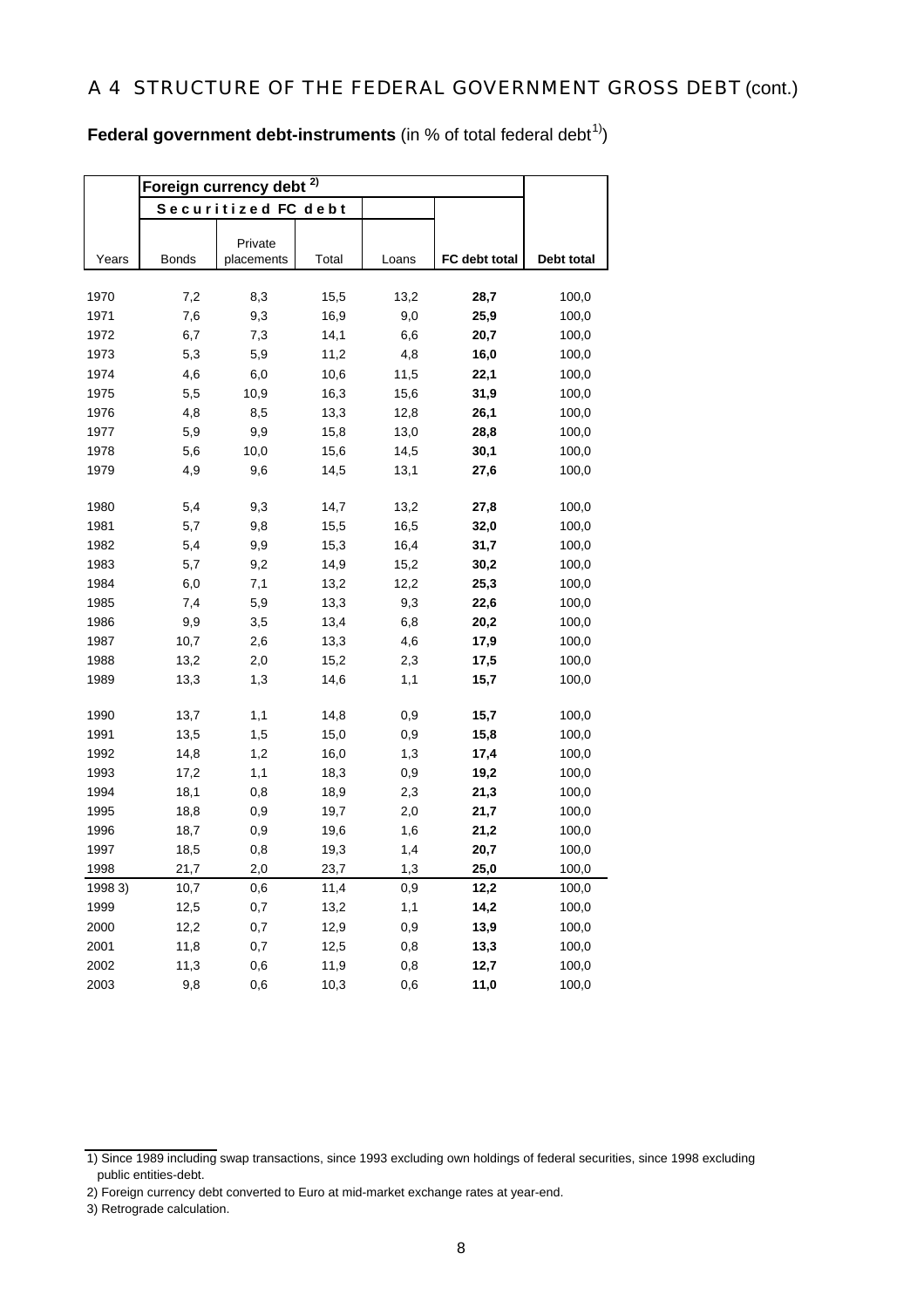# A 4 STRUCTURE OF THE FEDERAL GOVERNMENT GROSS DEBT (cont.)

**Federal government debt-instruments** (in % of total federal debt[1])

| | Foreign currency debt [2] | | | | | |
|---|---|---|---|---|---|---|
| | Securitized FC debt | | | | | |
| Years | Bonds | Private placements | Total | Loans | **FC debt total** | **Debt total** |
| 1970 | 7,2 | 8,3 | 15,5 | 13,2 | **28,7** | 100,0 |
| 1971 | 7,6 | 9,3 | 16,9 | 9,0 | **25,9** | 100,0 |
| 1972 | 6,7 | 7,3 | 14,1 | 6,6 | **20,7** | 100,0 |
| 1973 | 5,3 | 5,9 | 11,2 | 4,8 | **16,0** | 100,0 |
| 1974 | 4,6 | 6,0 | 10,6 | 11,5 | **22,1** | 100,0 |
| 1975 | 5,5 | 10,9 | 16,3 | 15,6 | **31,9** | 100,0 |
| 1976 | 4,8 | 8,5 | 13,3 | 12,8 | **26,1** | 100,0 |
| 1977 | 5,9 | 9,9 | 15,8 | 13,0 | **28,8** | 100,0 |
| 1978 | 5,6 | 10,0 | 15,6 | 14,5 | **30,1** | 100,0 |
| 1979 | 4,9 | 9,6 | 14,5 | 13,1 | **27,6** | 100,0 |
| 1980 | 5,4 | 9,3 | 14,7 | 13,2 | **27,8** | 100,0 |
| 1981 | 5,7 | 9,8 | 15,5 | 16,5 | **32,0** | 100,0 |
| 1982 | 5,4 | 9,9 | 15,3 | 16,4 | **31,7** | 100,0 |
| 1983 | 5,7 | 9,2 | 14,9 | 15,2 | **30,2** | 100,0 |
| 1984 | 6,0 | 7,1 | 13,2 | 12,2 | **25,3** | 100,0 |
| 1985 | 7,4 | 5,9 | 13,3 | 9,3 | **22,6** | 100,0 |
| 1986 | 9,9 | 3,5 | 13,4 | 6,8 | **20,2** | 100,0 |
| 1987 | 10,7 | 2,6 | 13,3 | 4,6 | **17,9** | 100,0 |
| 1988 | 13,2 | 2,0 | 15,2 | 2,3 | **17,5** | 100,0 |
| 1989 | 13,3 | 1,3 | 14,6 | 1,1 | **15,7** | 100,0 |
| 1990 | 13,7 | 1,1 | 14,8 | 0,9 | **15,7** | 100,0 |
| 1991 | 13,5 | 1,5 | 15,0 | 0,9 | **15,8** | 100,0 |
| 1992 | 14,8 | 1,2 | 16,0 | 1,3 | **17,4** | 100,0 |
| 1993 | 17,2 | 1,1 | 18,3 | 0,9 | **19,2** | 100,0 |
| 1994 | 18,1 | 0,8 | 18,9 | 2,3 | **21,3** | 100,0 |
| 1995 | 18,8 | 0,9 | 19,7 | 2,0 | **21,7** | 100,0 |
| 1996 | 18,7 | 0,9 | 19,6 | 1,6 | **21,2** | 100,0 |
| 1997 | 18,5 | 0,8 | 19,3 | 1,4 | **20,7** | 100,0 |
| 1998 | 21,7 | 2,0 | 23,7 | 1,3 | **25,0** | 100,0 |
| 1998 3) | 10,7 | 0,6 | 11,4 | 0,9 | **12,2** | 100,0 |
| 1999 | 12,5 | 0,7 | 13,2 | 1,1 | **14,2** | 100,0 |
| 2000 | 12,2 | 0,7 | 12,9 | 0,9 | **13,9** | 100,0 |
| 2001 | 11,8 | 0,7 | 12,5 | 0,8 | **13,3** | 100,0 |
| 2002 | 11,3 | 0,6 | 11,9 | 0,8 | **12,7** | 100,0 |
| 2003 | 9,8 | 0,6 | 10,3 | 0,6 | **11,0** | 100,0 |

1) Since 1989 including swap transactions, since 1993 excluding own holdings of federal securities, since 1998 excluding public entities-debt.

2) Foreign currency debt converted to Euro at mid-market exchange rates at year-end.

3) Retrograde calculation.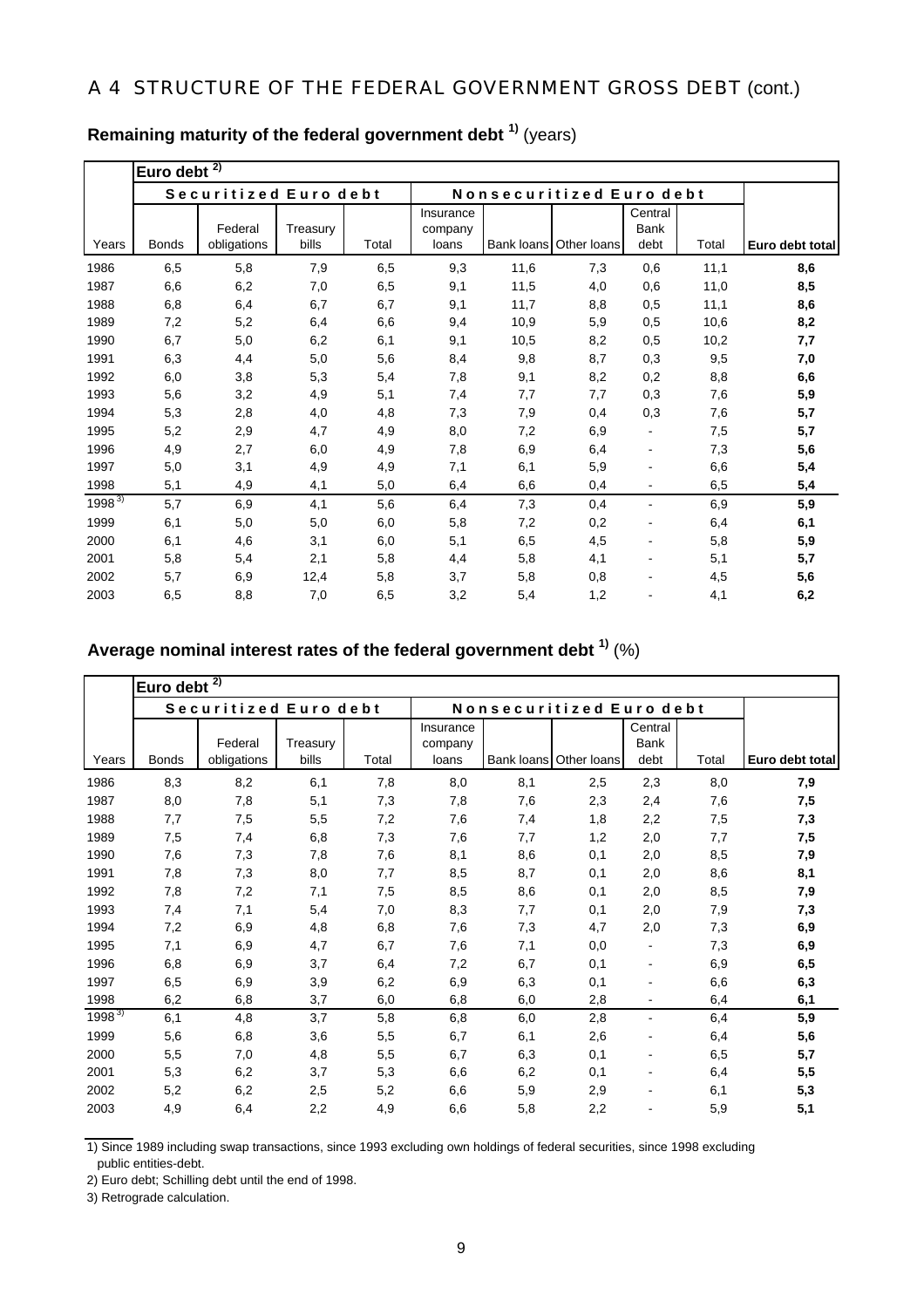# A 4 STRUCTURE OF THE FEDERAL GOVERNMENT GROSS DEBT (cont.)

## Remaining maturity of the federal government debt [1] (years)

| | Euro debt [2] | | | | | | | | | |
|---|---|---|---|---|---|---|---|---|---|---|
| | Securitized Euro debt | | | | Nonsecuritized Euro debt | | | | | |
| Years | Bonds | Federal obligations | Treasury bills | Total | Insurance company loans | Bank loans | Other loans | Central Bank debt | Total | **Euro debt total** |
| 1986 | 6,5 | 5,8 | 7,9 | 6,5 | 9,3 | 11,6 | 7,3 | 0,6 | 11,1 | **8,6** |
| 1987 | 6,6 | 6,2 | 7,0 | 6,5 | 9,1 | 11,5 | 4,0 | 0,6 | 11,0 | **8,5** |
| 1988 | 6,8 | 6,4 | 6,7 | 6,7 | 9,1 | 11,7 | 8,8 | 0,5 | 11,1 | **8,6** |
| 1989 | 7,2 | 5,2 | 6,4 | 6,6 | 9,4 | 10,9 | 5,9 | 0,5 | 10,6 | **8,2** |
| 1990 | 6,7 | 5,0 | 6,2 | 6,1 | 9,1 | 10,5 | 8,2 | 0,5 | 10,2 | **7,7** |
| 1991 | 6,3 | 4,4 | 5,0 | 5,6 | 8,4 | 9,8 | 8,7 | 0,3 | 9,5 | **7,0** |
| 1992 | 6,0 | 3,8 | 5,3 | 5,4 | 7,8 | 9,1 | 8,2 | 0,2 | 8,8 | **6,6** |
| 1993 | 5,6 | 3,2 | 4,9 | 5,1 | 7,4 | 7,7 | 7,7 | 0,3 | 7,6 | **5,9** |
| 1994 | 5,3 | 2,8 | 4,0 | 4,8 | 7,3 | 7,9 | 0,4 | 0,3 | 7,6 | **5,7** |
| 1995 | 5,2 | 2,9 | 4,7 | 4,9 | 8,0 | 7,2 | 6,9 | - | 7,5 | **5,7** |
| 1996 | 4,9 | 2,7 | 6,0 | 4,9 | 7,8 | 6,9 | 6,4 | - | 7,3 | **5,6** |
| 1997 | 5,0 | 3,1 | 4,9 | 4,9 | 7,1 | 6,1 | 5,9 | - | 6,6 | **5,4** |
| 1998 | 5,1 | 4,9 | 4,1 | 5,0 | 6,4 | 6,6 | 0,4 | - | 6,5 | **5,4** |
| 1998 [3] | 5,7 | 6,9 | 4,1 | 5,6 | 6,4 | 7,3 | 0,4 | - | 6,9 | **5,9** |
| 1999 | 6,1 | 5,0 | 5,0 | 6,0 | 5,8 | 7,2 | 0,2 | - | 6,4 | **6,1** |
| 2000 | 6,1 | 4,6 | 3,1 | 6,0 | 5,1 | 6,5 | 4,5 | - | 5,8 | **5,9** |
| 2001 | 5,8 | 5,4 | 2,1 | 5,8 | 4,4 | 5,8 | 4,1 | - | 5,1 | **5,7** |
| 2002 | 5,7 | 6,9 | 12,4 | 5,8 | 3,7 | 5,8 | 0,8 | - | 4,5 | **5,6** |
| 2003 | 6,5 | 8,8 | 7,0 | 6,5 | 3,2 | 5,4 | 1,2 | - | 4,1 | **6,2** |

## Average nominal interest rates of the federal government debt [1] (%)

| | Euro debt [2] | | | | | | | | | |
|---|---|---|---|---|---|---|---|---|---|---|
| | Securitized Euro debt | | | | Nonsecuritized Euro debt | | | | | |
| Years | Bonds | Federal obligations | Treasury bills | Total | Insurance company loans | Bank loans | Other loans | Central Bank debt | Total | **Euro debt total** |
| 1986 | 8,3 | 8,2 | 6,1 | 7,8 | 8,0 | 8,1 | 2,5 | 2,3 | 8,0 | **7,9** |
| 1987 | 8,0 | 7,8 | 5,1 | 7,3 | 7,8 | 7,6 | 2,3 | 2,4 | 7,6 | **7,5** |
| 1988 | 7,7 | 7,5 | 5,5 | 7,2 | 7,6 | 7,4 | 1,8 | 2,2 | 7,5 | **7,3** |
| 1989 | 7,5 | 7,4 | 6,8 | 7,3 | 7,6 | 7,7 | 1,2 | 2,0 | 7,7 | **7,5** |
| 1990 | 7,6 | 7,3 | 7,8 | 7,6 | 8,1 | 8,6 | 0,1 | 2,0 | 8,5 | **7,9** |
| 1991 | 7,8 | 7,3 | 8,0 | 7,7 | 8,5 | 8,7 | 0,1 | 2,0 | 8,6 | **8,1** |
| 1992 | 7,8 | 7,2 | 7,1 | 7,5 | 8,5 | 8,6 | 0,1 | 2,0 | 8,5 | **7,9** |
| 1993 | 7,4 | 7,1 | 5,4 | 7,0 | 8,3 | 7,7 | 0,1 | 2,0 | 7,9 | **7,3** |
| 1994 | 7,2 | 6,9 | 4,8 | 6,8 | 7,6 | 7,3 | 4,7 | 2,0 | 7,3 | **6,9** |
| 1995 | 7,1 | 6,9 | 4,7 | 6,7 | 7,6 | 7,1 | 0,0 | - | 7,3 | **6,9** |
| 1996 | 6,8 | 6,9 | 3,7 | 6,4 | 7,2 | 6,7 | 0,1 | - | 6,9 | **6,5** |
| 1997 | 6,5 | 6,9 | 3,9 | 6,2 | 6,9 | 6,3 | 0,1 | - | 6,6 | **6,3** |
| 1998 | 6,2 | 6,8 | 3,7 | 6,0 | 6,8 | 6,0 | 2,8 | - | 6,4 | **6,1** |
| 1998 [3] | 6,1 | 4,8 | 3,7 | 5,8 | 6,8 | 6,0 | 2,8 | - | 6,4 | **5,9** |
| 1999 | 5,6 | 6,8 | 3,6 | 5,5 | 6,7 | 6,1 | 2,6 | - | 6,4 | **5,6** |
| 2000 | 5,5 | 7,0 | 4,8 | 5,5 | 6,7 | 6,3 | 0,1 | - | 6,5 | **5,7** |
| 2001 | 5,3 | 6,2 | 3,7 | 5,3 | 6,6 | 6,2 | 0,1 | - | 6,4 | **5,5** |
| 2002 | 5,2 | 6,2 | 2,5 | 5,2 | 6,6 | 5,9 | 2,9 | - | 6,1 | **5,3** |
| 2003 | 4,9 | 6,4 | 2,2 | 4,9 | 6,6 | 5,8 | 2,2 | - | 5,9 | **5,1** |

1) Since 1989 including swap transactions, since 1993 excluding own holdings of federal securities, since 1998 excluding public entities-debt.

2) Euro debt; Schilling debt until the end of 1998.

3) Retrograde calculation.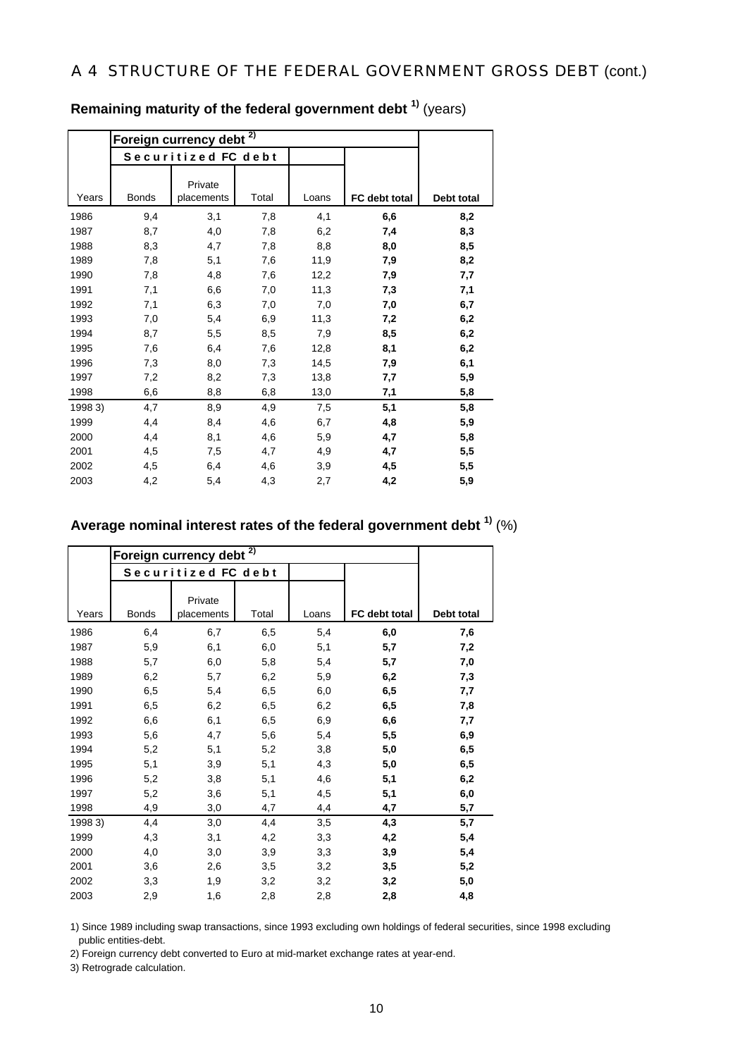## A 4 STRUCTURE OF THE FEDERAL GOVERNMENT GROSS DEBT (cont.)

### Remaining maturity of the federal government debt [1)] (years)

| | Foreign currency debt [2)] | | | | | |
|---|---|---|---|---|---|---|
| | Securitized FC debt | | | | | |
| Years | Bonds | Private placements | Total | Loans | **FC debt total** | **Debt total** |
| 1986 | 9,4 | 3,1 | 7,8 | 4,1 | **6,6** | **8,2** |
| 1987 | 8,7 | 4,0 | 7,8 | 6,2 | **7,4** | **8,3** |
| 1988 | 8,3 | 4,7 | 7,8 | 8,8 | **8,0** | **8,5** |
| 1989 | 7,8 | 5,1 | 7,6 | 11,9 | **7,9** | **8,2** |
| 1990 | 7,8 | 4,8 | 7,6 | 12,2 | **7,9** | **7,7** |
| 1991 | 7,1 | 6,6 | 7,0 | 11,3 | **7,3** | **7,1** |
| 1992 | 7,1 | 6,3 | 7,0 | 7,0 | **7,0** | **6,7** |
| 1993 | 7,0 | 5,4 | 6,9 | 11,3 | **7,2** | **6,2** |
| 1994 | 8,7 | 5,5 | 8,5 | 7,9 | **8,5** | **6,2** |
| 1995 | 7,6 | 6,4 | 7,6 | 12,8 | **8,1** | **6,2** |
| 1996 | 7,3 | 8,0 | 7,3 | 14,5 | **7,9** | **6,1** |
| 1997 | 7,2 | 8,2 | 7,3 | 13,8 | **7,7** | **5,9** |
| 1998 | 6,6 | 8,8 | 6,8 | 13,0 | **7,1** | **5,8** |
| 1998 3) | 4,7 | 8,9 | 4,9 | 7,5 | **5,1** | **5,8** |
| 1999 | 4,4 | 8,4 | 4,6 | 6,7 | **4,8** | **5,9** |
| 2000 | 4,4 | 8,1 | 4,6 | 5,9 | **4,7** | **5,8** |
| 2001 | 4,5 | 7,5 | 4,7 | 4,9 | **4,7** | **5,5** |
| 2002 | 4,5 | 6,4 | 4,6 | 3,9 | **4,5** | **5,5** |
| 2003 | 4,2 | 5,4 | 4,3 | 2,7 | **4,2** | **5,9** |

### Average nominal interest rates of the federal government debt [1)] (%)

| | Foreign currency debt [2)] | | | | | |
|---|---|---|---|---|---|---|
| | Securitized FC debt | | | | | |
| Years | Bonds | Private placements | Total | Loans | **FC debt total** | **Debt total** |
| 1986 | 6,4 | 6,7 | 6,5 | 5,4 | **6,0** | **7,6** |
| 1987 | 5,9 | 6,1 | 6,0 | 5,1 | **5,7** | **7,2** |
| 1988 | 5,7 | 6,0 | 5,8 | 5,4 | **5,7** | **7,0** |
| 1989 | 6,2 | 5,7 | 6,2 | 5,9 | **6,2** | **7,3** |
| 1990 | 6,5 | 5,4 | 6,5 | 6,0 | **6,5** | **7,7** |
| 1991 | 6,5 | 6,2 | 6,5 | 6,2 | **6,5** | **7,8** |
| 1992 | 6,6 | 6,1 | 6,5 | 6,9 | **6,6** | **7,7** |
| 1993 | 5,6 | 4,7 | 5,6 | 5,4 | **5,5** | **6,9** |
| 1994 | 5,2 | 5,1 | 5,2 | 3,8 | **5,0** | **6,5** |
| 1995 | 5,1 | 3,9 | 5,1 | 4,3 | **5,0** | **6,5** |
| 1996 | 5,2 | 3,8 | 5,1 | 4,6 | **5,1** | **6,2** |
| 1997 | 5,2 | 3,6 | 5,1 | 4,5 | **5,1** | **6,0** |
| 1998 | 4,9 | 3,0 | 4,7 | 4,4 | **4,7** | **5,7** |
| 1998 3) | 4,4 | 3,0 | 4,4 | 3,5 | **4,3** | **5,7** |
| 1999 | 4,3 | 3,1 | 4,2 | 3,3 | **4,2** | **5,4** |
| 2000 | 4,0 | 3,0 | 3,9 | 3,3 | **3,9** | **5,4** |
| 2001 | 3,6 | 2,6 | 3,5 | 3,2 | **3,5** | **5,2** |
| 2002 | 3,3 | 1,9 | 3,2 | 3,2 | **3,2** | **5,0** |
| 2003 | 2,9 | 1,6 | 2,8 | 2,8 | **2,8** | **4,8** |

1) Since 1989 including swap transactions, since 1993 excluding own holdings of federal securities, since 1998 excluding public entities-debt.

2) Foreign currency debt converted to Euro at mid-market exchange rates at year-end.

3) Retrograde calculation.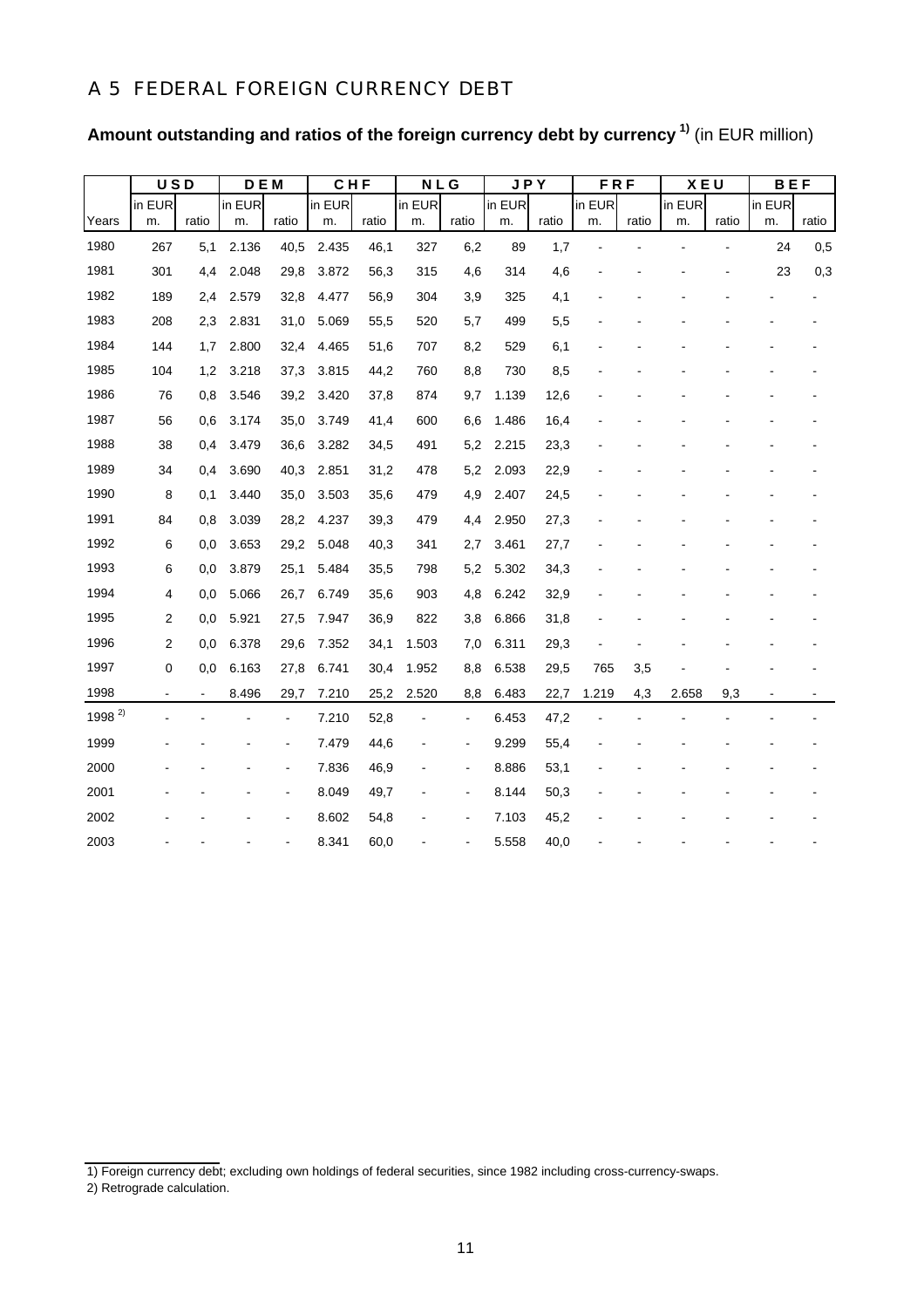## A 5 FEDERAL FOREIGN CURRENCY DEBT

**Amount outstanding and ratios of the foreign currency debt by currency [1)]** (in EUR million)

| | USD | | DEM | | CHF | | NLG | | JPY | | FRF | | XEU | | BEF | |
|---|---|---|---|---|---|---|---|---|---|---|---|---|---|---|---|---|
| Years | in EUR m. | ratio | in EUR m. | ratio | in EUR m. | ratio | in EUR m. | ratio | in EUR m. | ratio | in EUR m. | ratio | in EUR m. | ratio | in EUR m. | ratio |
| 1980 | 267 | 5,1 | 2.136 | 40,5 | 2.435 | 46,1 | 327 | 6,2 | 89 | 1,7 | - | - | - | - | 24 | 0,5 |
| 1981 | 301 | 4,4 | 2.048 | 29,8 | 3.872 | 56,3 | 315 | 4,6 | 314 | 4,6 | - | - | - | - | 23 | 0,3 |
| 1982 | 189 | 2,4 | 2.579 | 32,8 | 4.477 | 56,9 | 304 | 3,9 | 325 | 4,1 | - | - | - | - | - | - |
| 1983 | 208 | 2,3 | 2.831 | 31,0 | 5.069 | 55,5 | 520 | 5,7 | 499 | 5,5 | - | - | - | - | - | - |
| 1984 | 144 | 1,7 | 2.800 | 32,4 | 4.465 | 51,6 | 707 | 8,2 | 529 | 6,1 | - | - | - | - | - | - |
| 1985 | 104 | 1,2 | 3.218 | 37,3 | 3.815 | 44,2 | 760 | 8,8 | 730 | 8,5 | - | - | - | - | - | - |
| 1986 | 76 | 0,8 | 3.546 | 39,2 | 3.420 | 37,8 | 874 | 9,7 | 1.139 | 12,6 | - | - | - | - | - | - |
| 1987 | 56 | 0,6 | 3.174 | 35,0 | 3.749 | 41,4 | 600 | 6,6 | 1.486 | 16,4 | - | - | - | - | - | - |
| 1988 | 38 | 0,4 | 3.479 | 36,6 | 3.282 | 34,5 | 491 | 5,2 | 2.215 | 23,3 | - | - | - | - | - | - |
| 1989 | 34 | 0,4 | 3.690 | 40,3 | 2.851 | 31,2 | 478 | 5,2 | 2.093 | 22,9 | - | - | - | - | - | - |
| 1990 | 8 | 0,1 | 3.440 | 35,0 | 3.503 | 35,6 | 479 | 4,9 | 2.407 | 24,5 | - | - | - | - | - | - |
| 1991 | 84 | 0,8 | 3.039 | 28,2 | 4.237 | 39,3 | 479 | 4,4 | 2.950 | 27,3 | - | - | - | - | - | - |
| 1992 | 6 | 0,0 | 3.653 | 29,2 | 5.048 | 40,3 | 341 | 2,7 | 3.461 | 27,7 | - | - | - | - | - | - |
| 1993 | 6 | 0,0 | 3.879 | 25,1 | 5.484 | 35,5 | 798 | 5,2 | 5.302 | 34,3 | - | - | - | - | - | - |
| 1994 | 4 | 0,0 | 5.066 | 26,7 | 6.749 | 35,6 | 903 | 4,8 | 6.242 | 32,9 | - | - | - | - | - | - |
| 1995 | 2 | 0,0 | 5.921 | 27,5 | 7.947 | 36,9 | 822 | 3,8 | 6.866 | 31,8 | - | - | - | - | - | - |
| 1996 | 2 | 0,0 | 6.378 | 29,6 | 7.352 | 34,1 | 1.503 | 7,0 | 6.311 | 29,3 | - | - | - | - | - | - |
| 1997 | 0 | 0,0 | 6.163 | 27,8 | 6.741 | 30,4 | 1.952 | 8,8 | 6.538 | 29,5 | 765 | 3,5 | - | - | - | - |
| 1998 | - | - | 8.496 | 29,7 | 7.210 | 25,2 | 2.520 | 8,8 | 6.483 | 22,7 | 1.219 | 4,3 | 2.658 | 9,3 | - | - |
| 1998 [2)] | - | - | - | - | 7.210 | 52,8 | - | - | 6.453 | 47,2 | - | - | - | - | - | - |
| 1999 | - | - | - | - | 7.479 | 44,6 | - | - | 9.299 | 55,4 | - | - | - | - | - | - |
| 2000 | - | - | - | - | 7.836 | 46,9 | - | - | 8.886 | 53,1 | - | - | - | - | - | - |
| 2001 | - | - | - | - | 8.049 | 49,7 | - | - | 8.144 | 50,3 | - | - | - | - | - | - |
| 2002 | - | - | - | - | 8.602 | 54,8 | - | - | 7.103 | 45,2 | - | - | - | - | - | - |
| 2003 | - | - | - | - | 8.341 | 60,0 | - | - | 5.558 | 40,0 | - | - | - | - | - | - |

1) Foreign currency debt; excluding own holdings of federal securities, since 1982 including cross-currency-swaps.
2) Retrograde calculation.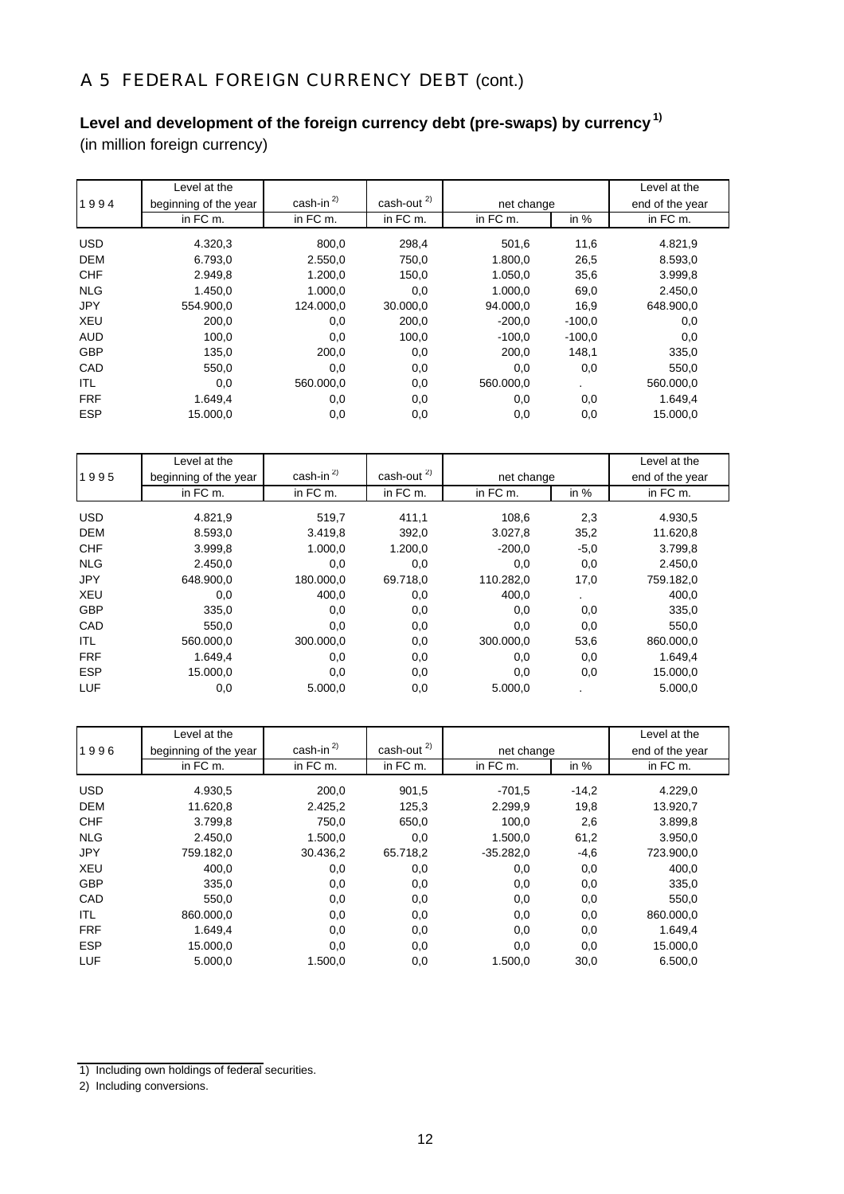# A 5 FEDERAL FOREIGN CURRENCY DEBT (cont.)

**Level and development of the foreign currency debt (pre-swaps) by currency** [1]
(in million foreign currency)

| 1994 | Level at the beginning of the year | cash-in [2] | cash-out [2] | net change | | Level at the end of the year |
|---|---|---|---|---|---|---|
| | in FC m. | in FC m. | in FC m. | in FC m. | in % | in FC m. |
| USD | 4.320,3 | 800,0 | 298,4 | 501,6 | 11,6 | 4.821,9 |
| DEM | 6.793,0 | 2.550,0 | 750,0 | 1.800,0 | 26,5 | 8.593,0 |
| CHF | 2.949,8 | 1.200,0 | 150,0 | 1.050,0 | 35,6 | 3.999,8 |
| NLG | 1.450,0 | 1.000,0 | 0,0 | 1.000,0 | 69,0 | 2.450,0 |
| JPY | 554.900,0 | 124.000,0 | 30.000,0 | 94.000,0 | 16,9 | 648.900,0 |
| XEU | 200,0 | 0,0 | 200,0 | -200,0 | -100,0 | 0,0 |
| AUD | 100,0 | 0,0 | 100,0 | -100,0 | -100,0 | 0,0 |
| GBP | 135,0 | 200,0 | 0,0 | 200,0 | 148,1 | 335,0 |
| CAD | 550,0 | 0,0 | 0,0 | 0,0 | 0,0 | 550,0 |
| ITL | 0,0 | 560.000,0 | 0,0 | 560.000,0 | . | 560.000,0 |
| FRF | 1.649,4 | 0,0 | 0,0 | 0,0 | 0,0 | 1.649,4 |
| ESP | 15.000,0 | 0,0 | 0,0 | 0,0 | 0,0 | 15.000,0 |

| 1995 | Level at the beginning of the year | cash-in [2] | cash-out [2] | net change | | Level at the end of the year |
|---|---|---|---|---|---|---|
| | in FC m. | in FC m. | in FC m. | in FC m. | in % | in FC m. |
| USD | 4.821,9 | 519,7 | 411,1 | 108,6 | 2,3 | 4.930,5 |
| DEM | 8.593,0 | 3.419,8 | 392,0 | 3.027,8 | 35,2 | 11.620,8 |
| CHF | 3.999,8 | 1.000,0 | 1.200,0 | -200,0 | -5,0 | 3.799,8 |
| NLG | 2.450,0 | 0,0 | 0,0 | 0,0 | 0,0 | 2.450,0 |
| JPY | 648.900,0 | 180.000,0 | 69.718,0 | 110.282,0 | 17,0 | 759.182,0 |
| XEU | 0,0 | 400,0 | 0,0 | 400,0 | . | 400,0 |
| GBP | 335,0 | 0,0 | 0,0 | 0,0 | 0,0 | 335,0 |
| CAD | 550,0 | 0,0 | 0,0 | 0,0 | 0,0 | 550,0 |
| ITL | 560.000,0 | 300.000,0 | 0,0 | 300.000,0 | 53,6 | 860.000,0 |
| FRF | 1.649,4 | 0,0 | 0,0 | 0,0 | 0,0 | 1.649,4 |
| ESP | 15.000,0 | 0,0 | 0,0 | 0,0 | 0,0 | 15.000,0 |
| LUF | 0,0 | 5.000,0 | 0,0 | 5.000,0 | . | 5.000,0 |

| 1996 | Level at the beginning of the year | cash-in [2] | cash-out [2] | net change | | Level at the end of the year |
|---|---|---|---|---|---|---|
| | in FC m. | in FC m. | in FC m. | in FC m. | in % | in FC m. |
| USD | 4.930,5 | 200,0 | 901,5 | -701,5 | -14,2 | 4.229,0 |
| DEM | 11.620,8 | 2.425,2 | 125,3 | 2.299,9 | 19,8 | 13.920,7 |
| CHF | 3.799,8 | 750,0 | 650,0 | 100,0 | 2,6 | 3.899,8 |
| NLG | 2.450,0 | 1.500,0 | 0,0 | 1.500,0 | 61,2 | 3.950,0 |
| JPY | 759.182,0 | 30.436,2 | 65.718,2 | -35.282,0 | -4,6 | 723.900,0 |
| XEU | 400,0 | 0,0 | 0,0 | 0,0 | 0,0 | 400,0 |
| GBP | 335,0 | 0,0 | 0,0 | 0,0 | 0,0 | 335,0 |
| CAD | 550,0 | 0,0 | 0,0 | 0,0 | 0,0 | 550,0 |
| ITL | 860.000,0 | 0,0 | 0,0 | 0,0 | 0,0 | 860.000,0 |
| FRF | 1.649,4 | 0,0 | 0,0 | 0,0 | 0,0 | 1.649,4 |
| ESP | 15.000,0 | 0,0 | 0,0 | 0,0 | 0,0 | 15.000,0 |
| LUF | 5.000,0 | 1.500,0 | 0,0 | 1.500,0 | 30,0 | 6.500,0 |

1) Including own holdings of federal securities.

2) Including conversions.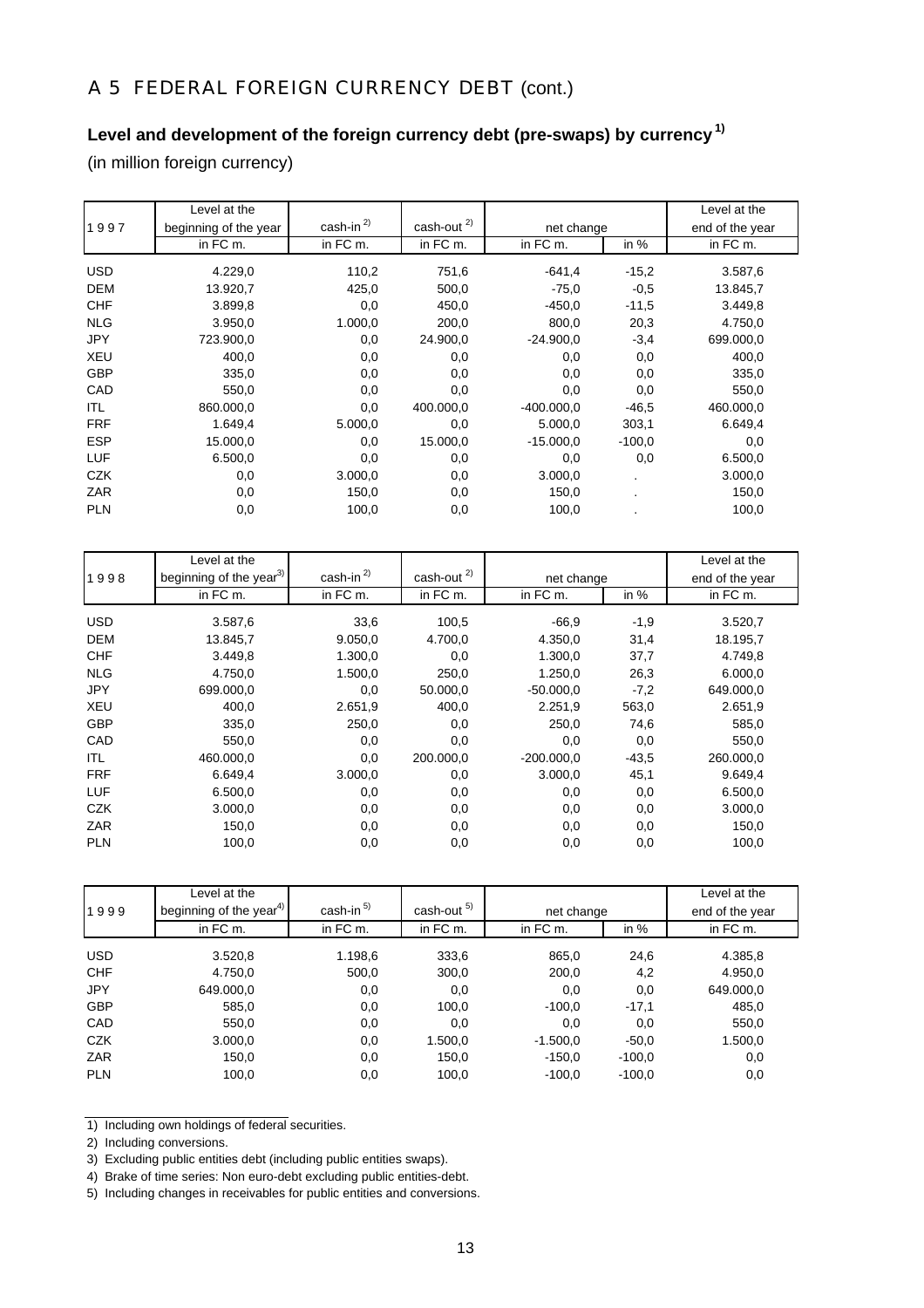## A 5 FEDERAL FOREIGN CURRENCY DEBT (cont.)

### Level and development of the foreign currency debt (pre-swaps) by currency [1)]

(in million foreign currency)

| 1997 | Level at the beginning of the year | cash-in [2)] | cash-out [2)] | net change | | Level at the end of the year |
|---|---|---|---|---|---|---|
| | in FC m. | in FC m. | in FC m. | in FC m. | in % | in FC m. |
| USD | 4.229,0 | 110,2 | 751,6 | -641,4 | -15,2 | 3.587,6 |
| DEM | 13.920,7 | 425,0 | 500,0 | -75,0 | -0,5 | 13.845,7 |
| CHF | 3.899,8 | 0,0 | 450,0 | -450,0 | -11,5 | 3.449,8 |
| NLG | 3.950,0 | 1.000,0 | 200,0 | 800,0 | 20,3 | 4.750,0 |
| JPY | 723.900,0 | 0,0 | 24.900,0 | -24.900,0 | -3,4 | 699.000,0 |
| XEU | 400,0 | 0,0 | 0,0 | 0,0 | 0,0 | 400,0 |
| GBP | 335,0 | 0,0 | 0,0 | 0,0 | 0,0 | 335,0 |
| CAD | 550,0 | 0,0 | 0,0 | 0,0 | 0,0 | 550,0 |
| ITL | 860.000,0 | 0,0 | 400.000,0 | -400.000,0 | -46,5 | 460.000,0 |
| FRF | 1.649,4 | 5.000,0 | 0,0 | 5.000,0 | 303,1 | 6.649,4 |
| ESP | 15.000,0 | 0,0 | 15.000,0 | -15.000,0 | -100,0 | 0,0 |
| LUF | 6.500,0 | 0,0 | 0,0 | 0,0 | 0,0 | 6.500,0 |
| CZK | 0,0 | 3.000,0 | 0,0 | 3.000,0 | . | 3.000,0 |
| ZAR | 0,0 | 150,0 | 0,0 | 150,0 | . | 150,0 |
| PLN | 0,0 | 100,0 | 0,0 | 100,0 | . | 100,0 |

| 1998 | Level at the beginning of the year [3)] | cash-in [2)] | cash-out [2)] | net change | | Level at the end of the year |
|---|---|---|---|---|---|---|
| | in FC m. | in FC m. | in FC m. | in FC m. | in % | in FC m. |
| USD | 3.587,6 | 33,6 | 100,5 | -66,9 | -1,9 | 3.520,7 |
| DEM | 13.845,7 | 9.050,0 | 4.700,0 | 4.350,0 | 31,4 | 18.195,7 |
| CHF | 3.449,8 | 1.300,0 | 0,0 | 1.300,0 | 37,7 | 4.749,8 |
| NLG | 4.750,0 | 1.500,0 | 250,0 | 1.250,0 | 26,3 | 6.000,0 |
| JPY | 699.000,0 | 0,0 | 50.000,0 | -50.000,0 | -7,2 | 649.000,0 |
| XEU | 400,0 | 2.651,9 | 400,0 | 2.251,9 | 563,0 | 2.651,9 |
| GBP | 335,0 | 250,0 | 0,0 | 250,0 | 74,6 | 585,0 |
| CAD | 550,0 | 0,0 | 0,0 | 0,0 | 0,0 | 550,0 |
| ITL | 460.000,0 | 0,0 | 200.000,0 | -200.000,0 | -43,5 | 260.000,0 |
| FRF | 6.649,4 | 3.000,0 | 0,0 | 3.000,0 | 45,1 | 9.649,4 |
| LUF | 6.500,0 | 0,0 | 0,0 | 0,0 | 0,0 | 6.500,0 |
| CZK | 3.000,0 | 0,0 | 0,0 | 0,0 | 0,0 | 3.000,0 |
| ZAR | 150,0 | 0,0 | 0,0 | 0,0 | 0,0 | 150,0 |
| PLN | 100,0 | 0,0 | 0,0 | 0,0 | 0,0 | 100,0 |

| 1999 | Level at the beginning of the year [4)] | cash-in [5)] | cash-out [5)] | net change | | Level at the end of the year |
|---|---|---|---|---|---|---|
| | in FC m. | in FC m. | in FC m. | in FC m. | in % | in FC m. |
| USD | 3.520,8 | 1.198,6 | 333,6 | 865,0 | 24,6 | 4.385,8 |
| CHF | 4.750,0 | 500,0 | 300,0 | 200,0 | 4,2 | 4.950,0 |
| JPY | 649.000,0 | 0,0 | 0,0 | 0,0 | 0,0 | 649.000,0 |
| GBP | 585,0 | 0,0 | 100,0 | -100,0 | -17,1 | 485,0 |
| CAD | 550,0 | 0,0 | 0,0 | 0,0 | 0,0 | 550,0 |
| CZK | 3.000,0 | 0,0 | 1.500,0 | -1.500,0 | -50,0 | 1.500,0 |
| ZAR | 150,0 | 0,0 | 150,0 | -150,0 | -100,0 | 0,0 |
| PLN | 100,0 | 0,0 | 100,0 | -100,0 | -100,0 | 0,0 |

1) Including own holdings of federal securities.

2) Including conversions.

3) Excluding public entities debt (including public entities swaps).

4) Brake of time series: Non euro-debt excluding public entities-debt.

5) Including changes in receivables for public entities and conversions.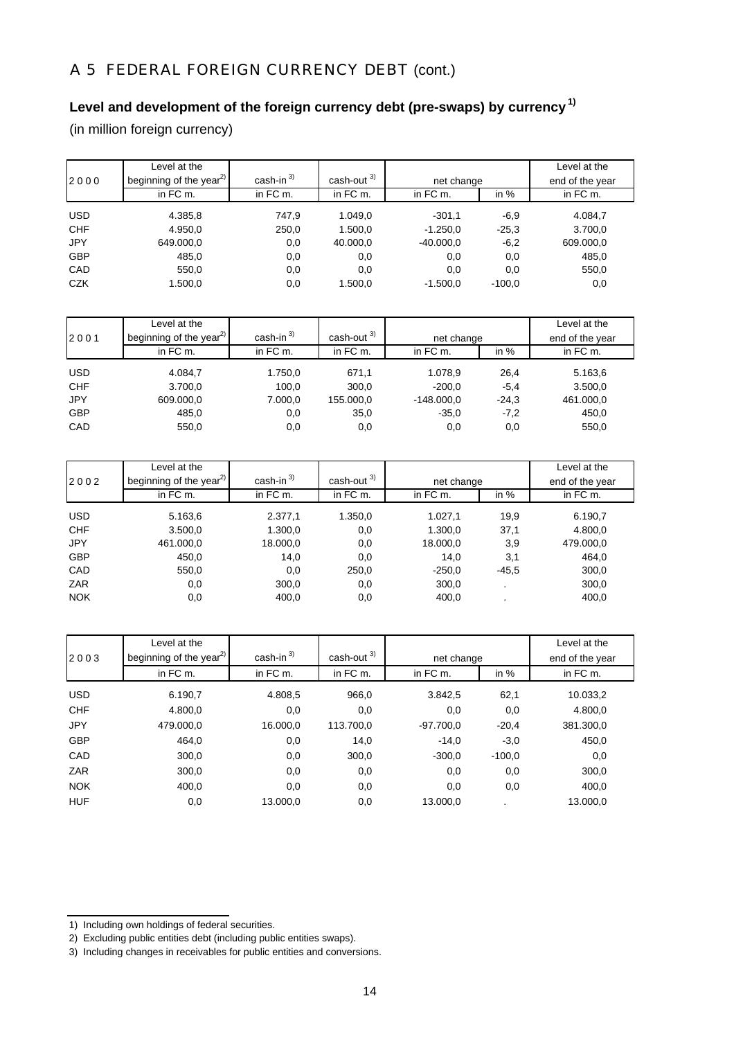# A 5 FEDERAL FOREIGN CURRENCY DEBT (cont.)

## Level and development of the foreign currency debt (pre-swaps) by currency[1]

(in million foreign currency)

| 2 0 0 0 | Level at the beginning of the year[2] | cash-in[3] | cash-out[3] | net change | | Level at the end of the year |
|---|---|---|---|---|---|---|
| | in FC m. | in FC m. | in FC m. | in FC m. | in % | in FC m. |
| USD | 4.385,8 | 747,9 | 1.049,0 | -301,1 | -6,9 | 4.084,7 |
| CHF | 4.950,0 | 250,0 | 1.500,0 | -1.250,0 | -25,3 | 3.700,0 |
| JPY | 649.000,0 | 0,0 | 40.000,0 | -40.000,0 | -6,2 | 609.000,0 |
| GBP | 485,0 | 0,0 | 0,0 | 0,0 | 0,0 | 485,0 |
| CAD | 550,0 | 0,0 | 0,0 | 0,0 | 0,0 | 550,0 |
| CZK | 1.500,0 | 0,0 | 1.500,0 | -1.500,0 | -100,0 | 0,0 |

| 2 0 0 1 | Level at the beginning of the year[2] | cash-in[3] | cash-out[3] | net change | | Level at the end of the year |
|---|---|---|---|---|---|---|
| | in FC m. | in FC m. | in FC m. | in FC m. | in % | in FC m. |
| USD | 4.084,7 | 1.750,0 | 671,1 | 1.078,9 | 26,4 | 5.163,6 |
| CHF | 3.700,0 | 100,0 | 300,0 | -200,0 | -5,4 | 3.500,0 |
| JPY | 609.000,0 | 7.000,0 | 155.000,0 | -148.000,0 | -24,3 | 461.000,0 |
| GBP | 485,0 | 0,0 | 35,0 | -35,0 | -7,2 | 450,0 |
| CAD | 550,0 | 0,0 | 0,0 | 0,0 | 0,0 | 550,0 |

| 2 0 0 2 | Level at the beginning of the year[2] | cash-in[3] | cash-out[3] | net change | | Level at the end of the year |
|---|---|---|---|---|---|---|
| | in FC m. | in FC m. | in FC m. | in FC m. | in % | in FC m. |
| USD | 5.163,6 | 2.377,1 | 1.350,0 | 1.027,1 | 19,9 | 6.190,7 |
| CHF | 3.500,0 | 1.300,0 | 0,0 | 1.300,0 | 37,1 | 4.800,0 |
| JPY | 461.000,0 | 18.000,0 | 0,0 | 18.000,0 | 3,9 | 479.000,0 |
| GBP | 450,0 | 14,0 | 0,0 | 14,0 | 3,1 | 464,0 |
| CAD | 550,0 | 0,0 | 250,0 | -250,0 | -45,5 | 300,0 |
| ZAR | 0,0 | 300,0 | 0,0 | 300,0 | . | 300,0 |
| NOK | 0,0 | 400,0 | 0,0 | 400,0 | . | 400,0 |

| 2 0 0 3 | Level at the beginning of the year[2] | cash-in[3] | cash-out[3] | net change | | Level at the end of the year |
|---|---|---|---|---|---|---|
| | in FC m. | in FC m. | in FC m. | in FC m. | in % | in FC m. |
| USD | 6.190,7 | 4.808,5 | 966,0 | 3.842,5 | 62,1 | 10.033,2 |
| CHF | 4.800,0 | 0,0 | 0,0 | 0,0 | 0,0 | 4.800,0 |
| JPY | 479.000,0 | 16.000,0 | 113.700,0 | -97.700,0 | -20,4 | 381.300,0 |
| GBP | 464,0 | 0,0 | 14,0 | -14,0 | -3,0 | 450,0 |
| CAD | 300,0 | 0,0 | 300,0 | -300,0 | -100,0 | 0,0 |
| ZAR | 300,0 | 0,0 | 0,0 | 0,0 | 0,0 | 300,0 |
| NOK | 400,0 | 0,0 | 0,0 | 0,0 | 0,0 | 400,0 |
| HUF | 0,0 | 13.000,0 | 0,0 | 13.000,0 | . | 13.000,0 |

1) Including own holdings of federal securities.

2) Excluding public entities debt (including public entities swaps).

3) Including changes in receivables for public entities and conversions.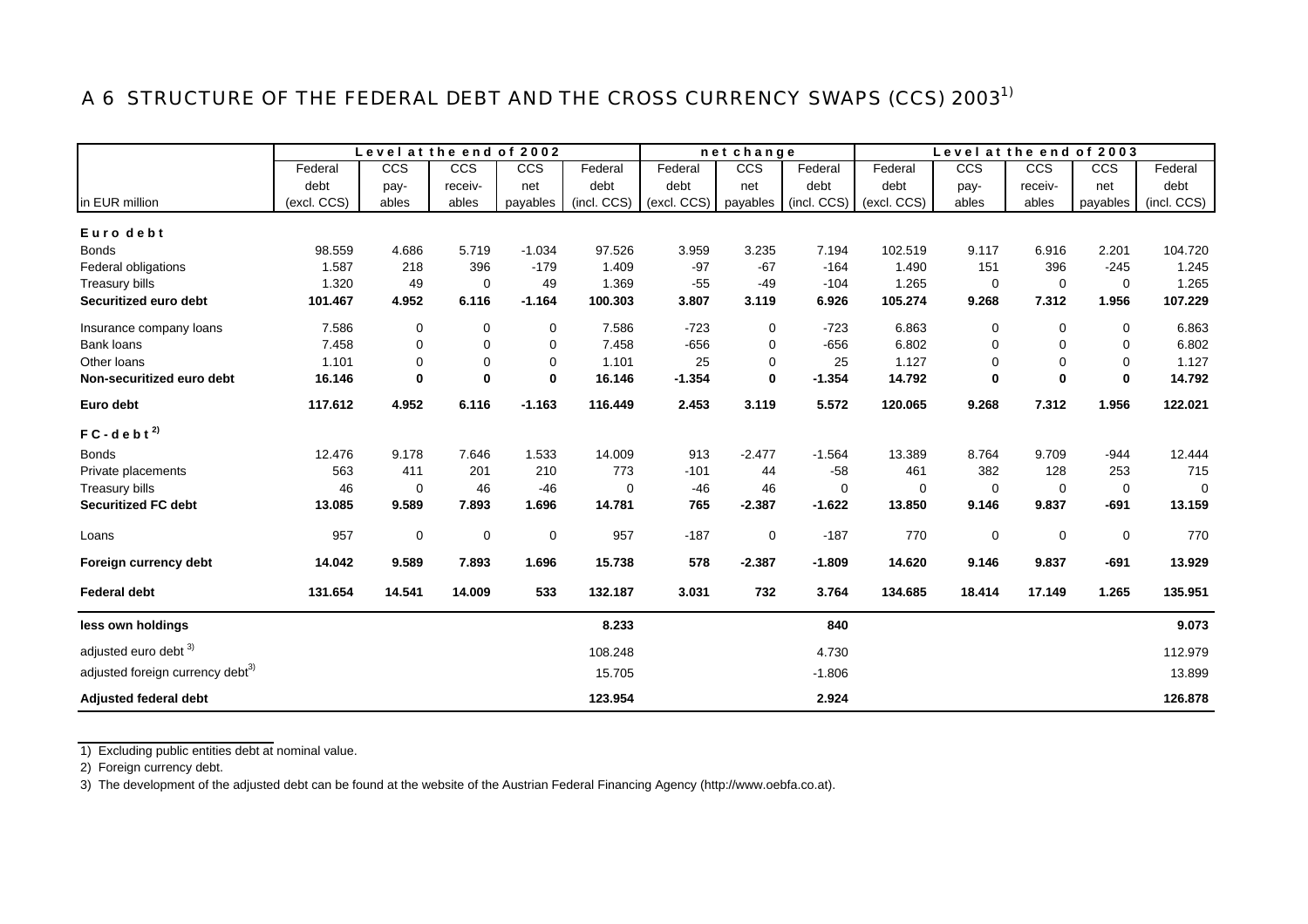# A 6 STRUCTURE OF THE FEDERAL DEBT AND THE CROSS CURRENCY SWAPS (CCS) 2003[1)]

| in EUR million | Level at the end of 2002 | | | | | net change | | | Level at the end of 2003 | | | | |
|---|---|---|---|---|---|---|---|---|---|---|---|---|---|
| | Federal debt (excl. CCS) | CCS pay-ables | CCS receiv-ables | CCS net payables | Federal debt (incl. CCS) | Federal debt (excl. CCS) | CCS net payables | Federal debt (incl. CCS) | Federal debt (excl. CCS) | CCS pay-ables | CCS receiv-ables | CCS net payables | Federal debt (incl. CCS) |
| **E u r o d e b t** | | | | | | | | | | | | | |
| Bonds | 98.559 | 4.686 | 5.719 | -1.034 | 97.526 | 3.959 | 3.235 | 7.194 | 102.519 | 9.117 | 6.916 | 2.201 | 104.720 |
| Federal obligations | 1.587 | 218 | 396 | -179 | 1.409 | -97 | -67 | -164 | 1.490 | 151 | 396 | -245 | 1.245 |
| Treasury bills | 1.320 | 49 | 0 | 49 | 1.369 | -55 | -49 | -104 | 1.265 | 0 | 0 | 0 | 1.265 |
| **Securitized euro debt** | **101.467** | **4.952** | **6.116** | **-1.164** | **100.303** | **3.807** | **3.119** | **6.926** | **105.274** | **9.268** | **7.312** | **1.956** | **107.229** |
| Insurance company loans | 7.586 | 0 | 0 | 0 | 7.586 | -723 | 0 | -723 | 6.863 | 0 | 0 | 0 | 6.863 |
| Bank loans | 7.458 | 0 | 0 | 0 | 7.458 | -656 | 0 | -656 | 6.802 | 0 | 0 | 0 | 6.802 |
| Other loans | 1.101 | 0 | 0 | 0 | 1.101 | 25 | 0 | 25 | 1.127 | 0 | 0 | 0 | 1.127 |
| **Non-securitized euro debt** | **16.146** | **0** | **0** | **0** | **16.146** | **-1.354** | **0** | **-1.354** | **14.792** | **0** | **0** | **0** | **14.792** |
| **Euro debt** | **117.612** | **4.952** | **6.116** | **-1.163** | **116.449** | **2.453** | **3.119** | **5.572** | **120.065** | **9.268** | **7.312** | **1.956** | **122.021** |
| **F C - d e b t [2)]** | | | | | | | | | | | | | |
| Bonds | 12.476 | 9.178 | 7.646 | 1.533 | 14.009 | 913 | -2.477 | -1.564 | 13.389 | 8.764 | 9.709 | -944 | 12.444 |
| Private placements | 563 | 411 | 201 | 210 | 773 | -101 | 44 | -58 | 461 | 382 | 128 | 253 | 715 |
| Treasury bills | 46 | 0 | 46 | -46 | 0 | -46 | 46 | 0 | 0 | 0 | 0 | 0 | 0 |
| **Securitized FC debt** | **13.085** | **9.589** | **7.893** | **1.696** | **14.781** | **765** | **-2.387** | **-1.622** | **13.850** | **9.146** | **9.837** | **-691** | **13.159** |
| Loans | 957 | 0 | 0 | 0 | 957 | -187 | 0 | -187 | 770 | 0 | 0 | 0 | 770 |
| **Foreign currency debt** | **14.042** | **9.589** | **7.893** | **1.696** | **15.738** | **578** | **-2.387** | **-1.809** | **14.620** | **9.146** | **9.837** | **-691** | **13.929** |
| **Federal debt** | **131.654** | **14.541** | **14.009** | **533** | **132.187** | **3.031** | **732** | **3.764** | **134.685** | **18.414** | **17.149** | **1.265** | **135.951** |
| **less own holdings** | | | | | **8.233** | | | **840** | | | | | **9.073** |
| adjusted euro debt [3)] | | | | | 108.248 | | | 4.730 | | | | | 112.979 |
| adjusted foreign currency debt[3)] | | | | | 15.705 | | | -1.806 | | | | | 13.899 |
| **Adjusted federal debt** | | | | | **123.954** | | | **2.924** | | | | | **126.878** |

1) Excluding public entities debt at nominal value.

2) Foreign currency debt.

3) The development of the adjusted debt can be found at the website of the Austrian Federal Financing Agency (http://www.oebfa.co.at).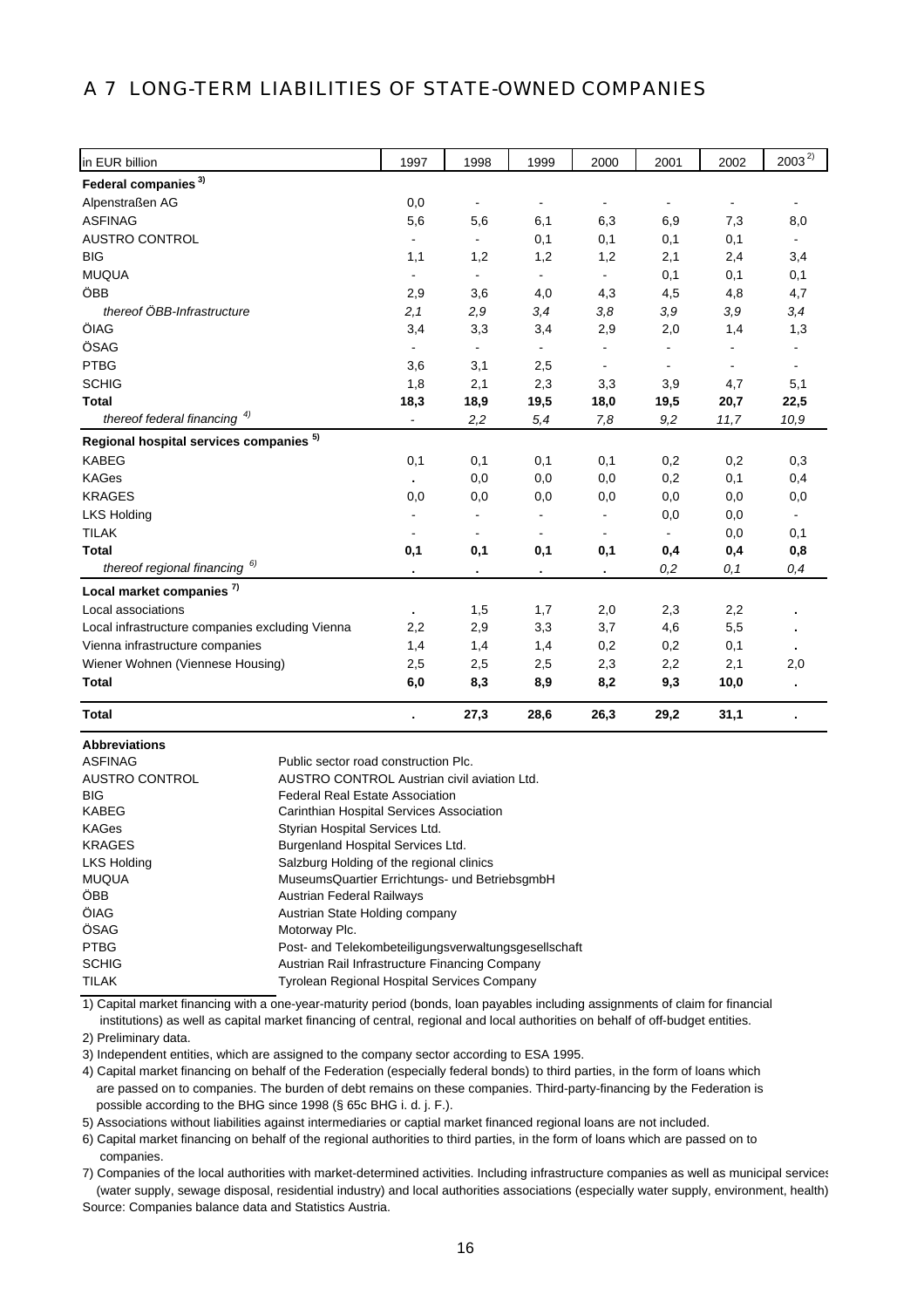## A 7 LONG-TERM LIABILITIES OF STATE-OWNED COMPANIES

| in EUR billion | 1997 | 1998 | 1999 | 2000 | 2001 | 2002 | 2003[2] |
|---|---|---|---|---|---|---|---|
| **Federal companies [3]** | | | | | | | |
| Alpenstraßen AG | 0,0 | - | - | - | - | - | - |
| ASFINAG | 5,6 | 5,6 | 6,1 | 6,3 | 6,9 | 7,3 | 8,0 |
| AUSTRO CONTROL | - | - | 0,1 | 0,1 | 0,1 | 0,1 | - |
| BIG | 1,1 | 1,2 | 1,2 | 1,2 | 2,1 | 2,4 | 3,4 |
| MUQUA | - | - | - | - | 0,1 | 0,1 | 0,1 |
| ÖBB | 2,9 | 3,6 | 4,0 | 4,3 | 4,5 | 4,8 | 4,7 |
| *thereof ÖBB-Infrastructure* | *2,1* | *2,9* | *3,4* | *3,8* | *3,9* | *3,9* | *3,4* |
| ÖIAG | 3,4 | 3,3 | 3,4 | 2,9 | 2,0 | 1,4 | 1,3 |
| ÖSAG | - | - | - | - | - | - | - |
| PTBG | 3,6 | 3,1 | 2,5 | - | - | - | - |
| SCHIG | 1,8 | 2,1 | 2,3 | 3,3 | 3,9 | 4,7 | 5,1 |
| **Total** | **18,3** | **18,9** | **19,5** | **18,0** | **19,5** | **20,7** | **22,5** |
| *thereof federal financing [4]* | - | *2,2* | *5,4* | *7,8* | *9,2* | *11,7* | *10,9* |
| **Regional hospital services companies [5]** | | | | | | | |
| KABEG | 0,1 | 0,1 | 0,1 | 0,1 | 0,2 | 0,2 | 0,3 |
| KAGes | . | 0,0 | 0,0 | 0,0 | 0,2 | 0,1 | 0,4 |
| KRAGES | 0,0 | 0,0 | 0,0 | 0,0 | 0,0 | 0,0 | 0,0 |
| LKS Holding | - | - | - | - | 0,0 | 0,0 | - |
| TILAK | - | - | - | - | - | 0,0 | 0,1 |
| **Total** | **0,1** | **0,1** | **0,1** | **0,1** | **0,4** | **0,4** | **0,8** |
| *thereof regional financing [6]* | . | . | . | . | *0,2* | *0,1* | *0,4* |
| **Local market companies [7]** | | | | | | | |
| Local associations | . | 1,5 | 1,7 | 2,0 | 2,3 | 2,2 | . |
| Local infrastructure companies excluding Vienna | 2,2 | 2,9 | 3,3 | 3,7 | 4,6 | 5,5 | . |
| Vienna infrastructure companies | 1,4 | 1,4 | 1,4 | 0,2 | 0,2 | 0,1 | . |
| Wiener Wohnen (Viennese Housing) | 2,5 | 2,5 | 2,5 | 2,3 | 2,2 | 2,1 | 2,0 |
| **Total** | **6,0** | **8,3** | **8,9** | **8,2** | **9,3** | **10,0** | **.** |
| **Total** | **.** | **27,3** | **28,6** | **26,3** | **29,2** | **31,1** | **.** |

**Abbreviations**

| | |
|---|---|
| ASFINAG | Public sector road construction Plc. |
| AUSTRO CONTROL | AUSTRO CONTROL Austrian civil aviation Ltd. |
| BIG | Federal Real Estate Association |
| KABEG | Carinthian Hospital Services Association |
| KAGes | Styrian Hospital Services Ltd. |
| KRAGES | Burgenland Hospital Services Ltd. |
| LKS Holding | Salzburg Holding of the regional clinics |
| MUQUA | MuseumsQuartier Errichtungs- und BetriebsgmbH |
| ÖBB | Austrian Federal Railways |
| ÖIAG | Austrian State Holding company |
| ÖSAG | Motorway Plc. |
| PTBG | Post- and Telekombeteiligungsverwaltungsgesellschaft |
| SCHIG | Austrian Rail Infrastructure Financing Company |
| TILAK | Tyrolean Regional Hospital Services Company |

1) Capital market financing with a one-year-maturity period (bonds, loan payables including assignments of claim for financial institutions) as well as capital market financing of central, regional and local authorities on behalf of off-budget entities.

2) Preliminary data.

3) Independent entities, which are assigned to the company sector according to ESA 1995.

4) Capital market financing on behalf of the Federation (especially federal bonds) to third parties, in the form of loans which are passed on to companies. The burden of debt remains on these companies. Third-party-financing by the Federation is possible according to the BHG since 1998 (§ 65c BHG i. d. j. F.).

5) Associations without liabilities against intermediaries or captial market financed regional loans are not included.

6) Capital market financing on behalf of the regional authorities to third parties, in the form of loans which are passed on to companies.

7) Companies of the local authorities with market-determined activities. Including infrastructure companies as well as municipal services (water supply, sewage disposal, residential industry) and local authorities associations (especially water supply, environment, health)

Source: Companies balance data and Statistics Austria.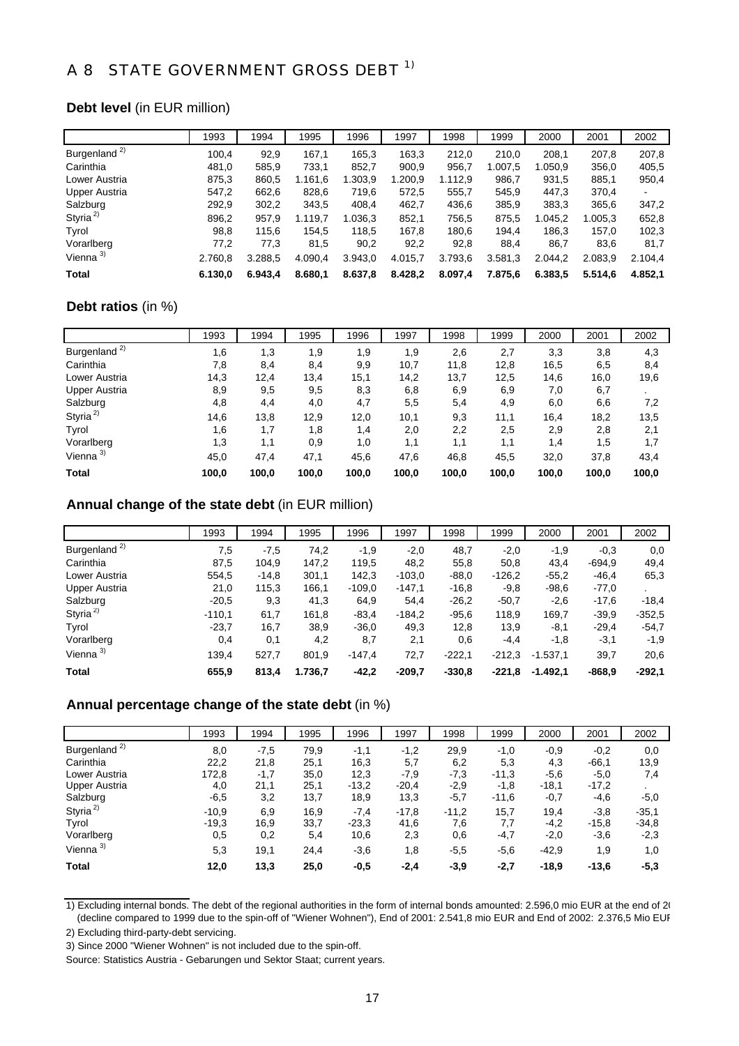# A 8 STATE GOVERNMENT GROSS DEBT [1)]

**Debt level** (in EUR million)

| | 1993 | 1994 | 1995 | 1996 | 1997 | 1998 | 1999 | 2000 | 2001 | 2002 |
|---|---|---|---|---|---|---|---|---|---|---|
| Burgenland [2)] | 100,4 | 92,9 | 167,1 | 165,3 | 163,3 | 212,0 | 210,0 | 208,1 | 207,8 | 207,8 |
| Carinthia | 481,0 | 585,9 | 733,1 | 852,7 | 900,9 | 956,7 | 1.007,5 | 1.050,9 | 356,0 | 405,5 |
| Lower Austria | 875,3 | 860,5 | 1.161,6 | 1.303,9 | 1.200,9 | 1.112,9 | 986,7 | 931,5 | 885,1 | 950,4 |
| Upper Austria | 547,2 | 662,6 | 828,6 | 719,6 | 572,5 | 555,7 | 545,9 | 447,3 | 370,4 | - |
| Salzburg | 292,9 | 302,2 | 343,5 | 408,4 | 462,7 | 436,6 | 385,9 | 383,3 | 365,6 | 347,2 |
| Styria [2)] | 896,2 | 957,9 | 1.119,7 | 1.036,3 | 852,1 | 756,5 | 875,5 | 1.045,2 | 1.005,3 | 652,8 |
| Tyrol | 98,8 | 115,6 | 154,5 | 118,5 | 167,8 | 180,6 | 194,4 | 186,3 | 157,0 | 102,3 |
| Vorarlberg | 77,2 | 77,3 | 81,5 | 90,2 | 92,2 | 92,8 | 88,4 | 86,7 | 83,6 | 81,7 |
| Vienna [3)] | 2.760,8 | 3.288,5 | 4.090,4 | 3.943,0 | 4.015,7 | 3.793,6 | 3.581,3 | 2.044,2 | 2.083,9 | 2.104,4 |
| **Total** | **6.130,0** | **6.943,4** | **8.680,1** | **8.637,8** | **8.428,2** | **8.097,4** | **7.875,6** | **6.383,5** | **5.514,6** | **4.852,1** |

**Debt ratios** (in %)

| | 1993 | 1994 | 1995 | 1996 | 1997 | 1998 | 1999 | 2000 | 2001 | 2002 |
|---|---|---|---|---|---|---|---|---|---|---|
| Burgenland [2)] | 1,6 | 1,3 | 1,9 | 1,9 | 1,9 | 2,6 | 2,7 | 3,3 | 3,8 | 4,3 |
| Carinthia | 7,8 | 8,4 | 8,4 | 9,9 | 10,7 | 11,8 | 12,8 | 16,5 | 6,5 | 8,4 |
| Lower Austria | 14,3 | 12,4 | 13,4 | 15,1 | 14,2 | 13,7 | 12,5 | 14,6 | 16,0 | 19,6 |
| Upper Austria | 8,9 | 9,5 | 9,5 | 8,3 | 6,8 | 6,9 | 6,9 | 7,0 | 6,7 | . |
| Salzburg | 4,8 | 4,4 | 4,0 | 4,7 | 5,5 | 5,4 | 4,9 | 6,0 | 6,6 | 7,2 |
| Styria [2)] | 14,6 | 13,8 | 12,9 | 12,0 | 10,1 | 9,3 | 11,1 | 16,4 | 18,2 | 13,5 |
| Tyrol | 1,6 | 1,7 | 1,8 | 1,4 | 2,0 | 2,2 | 2,5 | 2,9 | 2,8 | 2,1 |
| Vorarlberg | 1,3 | 1,1 | 0,9 | 1,0 | 1,1 | 1,1 | 1,1 | 1,4 | 1,5 | 1,7 |
| Vienna [3)] | 45,0 | 47,4 | 47,1 | 45,6 | 47,6 | 46,8 | 45,5 | 32,0 | 37,8 | 43,4 |
| **Total** | **100,0** | **100,0** | **100,0** | **100,0** | **100,0** | **100,0** | **100,0** | **100,0** | **100,0** | **100,0** |

**Annual change of the state debt** (in EUR million)

| | 1993 | 1994 | 1995 | 1996 | 1997 | 1998 | 1999 | 2000 | 2001 | 2002 |
|---|---|---|---|---|---|---|---|---|---|---|
| Burgenland [2)] | 7,5 | -7,5 | 74,2 | -1,9 | -2,0 | 48,7 | -2,0 | -1,9 | -0,3 | 0,0 |
| Carinthia | 87,5 | 104,9 | 147,2 | 119,5 | 48,2 | 55,8 | 50,8 | 43,4 | -694,9 | 49,4 |
| Lower Austria | 554,5 | -14,8 | 301,1 | 142,3 | -103,0 | -88,0 | -126,2 | -55,2 | -46,4 | 65,3 |
| Upper Austria | 21,0 | 115,3 | 166,1 | -109,0 | -147,1 | -16,8 | -9,8 | -98,6 | -77,0 | . |
| Salzburg | -20,5 | 9,3 | 41,3 | 64,9 | 54,4 | -26,2 | -50,7 | -2,6 | -17,6 | -18,4 |
| Styria [2)] | -110,1 | 61,7 | 161,8 | -83,4 | -184,2 | -95,6 | 118,9 | 169,7 | -39,9 | -352,5 |
| Tyrol | -23,7 | 16,7 | 38,9 | -36,0 | 49,3 | 12,8 | 13,9 | -8,1 | -29,4 | -54,7 |
| Vorarlberg | 0,4 | 0,1 | 4,2 | 8,7 | 2,1 | 0,6 | -4,4 | -1,8 | -3,1 | -1,9 |
| Vienna [3)] | 139,4 | 527,7 | 801,9 | -147,4 | 72,7 | -222,1 | -212,3 | -1.537,1 | 39,7 | 20,6 |
| **Total** | **655,9** | **813,4** | **1.736,7** | **-42,2** | **-209,7** | **-330,8** | **-221,8** | **-1.492,1** | **-868,9** | **-292,1** |

**Annual percentage change of the state debt** (in %)

| | 1993 | 1994 | 1995 | 1996 | 1997 | 1998 | 1999 | 2000 | 2001 | 2002 |
|---|---|---|---|---|---|---|---|---|---|---|
| Burgenland [2)] | 8,0 | -7,5 | 79,9 | -1,1 | -1,2 | 29,9 | -1,0 | -0,9 | -0,2 | 0,0 |
| Carinthia | 22,2 | 21,8 | 25,1 | 16,3 | 5,7 | 6,2 | 5,3 | 4,3 | -66,1 | 13,9 |
| Lower Austria | 172,8 | -1,7 | 35,0 | 12,3 | -7,9 | -7,3 | -11,3 | -5,6 | -5,0 | 7,4 |
| Upper Austria | 4,0 | 21,1 | 25,1 | -13,2 | -20,4 | -2,9 | -1,8 | -18,1 | -17,2 | . |
| Salzburg | -6,5 | 3,2 | 13,7 | 18,9 | 13,3 | -5,7 | -11,6 | -0,7 | -4,6 | -5,0 |
| Styria [2)] | -10,9 | 6,9 | 16,9 | -7,4 | -17,8 | -11,2 | 15,7 | 19,4 | -3,8 | -35,1 |
| Tyrol | -19,3 | 16,9 | 33,7 | -23,3 | 41,6 | 7,6 | 7,7 | -4,2 | -15,8 | -34,8 |
| Vorarlberg | 0,5 | 0,2 | 5,4 | 10,6 | 2,3 | 0,6 | -4,7 | -2,0 | -3,6 | -2,3 |
| Vienna [3)] | 5,3 | 19,1 | 24,4 | -3,6 | 1,8 | -5,5 | -5,6 | -42,9 | 1,9 | 1,0 |
| **Total** | **12,0** | **13,3** | **25,0** | **-0,5** | **-2,4** | **-3,9** | **-2,7** | **-18,9** | **-13,6** | **-5,3** |

1) Excluding internal bonds. The debt of the regional authorities in the form of internal bonds amounted: 2.596,0 mio EUR at the end of 2( (decline compared to 1999 due to the spin-off of "Wiener Wohnen"), End of 2001: 2.541,8 mio EUR and End of 2002: 2.376,5 Mio EUI

2) Excluding third-party-debt servicing.

3) Since 2000 "Wiener Wohnen" is not included due to the spin-off.

Source: Statistics Austria - Gebarungen und Sektor Staat; current years.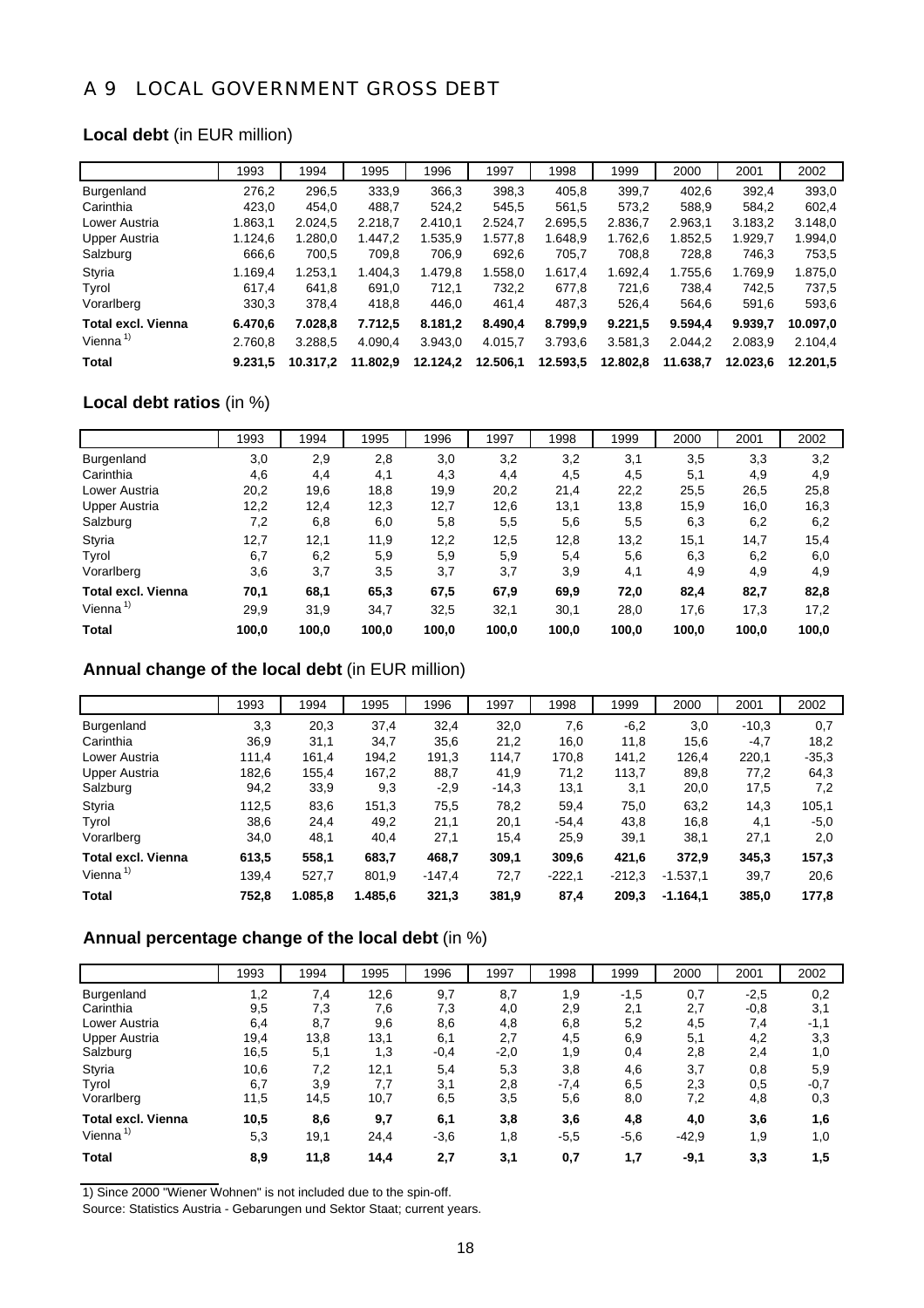# A 9 LOCAL GOVERNMENT GROSS DEBT

## **Local debt** (in EUR million)

| | 1993 | 1994 | 1995 | 1996 | 1997 | 1998 | 1999 | 2000 | 2001 | 2002 |
|---|---|---|---|---|---|---|---|---|---|---|
| Burgenland | 276,2 | 296,5 | 333,9 | 366,3 | 398,3 | 405,8 | 399,7 | 402,6 | 392,4 | 393,0 |
| Carinthia | 423,0 | 454,0 | 488,7 | 524,2 | 545,5 | 561,5 | 573,2 | 588,9 | 584,2 | 602,4 |
| Lower Austria | 1.863,1 | 2.024,5 | 2.218,7 | 2.410,1 | 2.524,7 | 2.695,5 | 2.836,7 | 2.963,1 | 3.183,2 | 3.148,0 |
| Upper Austria | 1.124,6 | 1.280,0 | 1.447,2 | 1.535,9 | 1.577,8 | 1.648,9 | 1.762,6 | 1.852,5 | 1.929,7 | 1.994,0 |
| Salzburg | 666,6 | 700,5 | 709,8 | 706,9 | 692,6 | 705,7 | 708,8 | 728,8 | 746,3 | 753,5 |
| Styria | 1.169,4 | 1.253,1 | 1.404,3 | 1.479,8 | 1.558,0 | 1.617,4 | 1.692,4 | 1.755,6 | 1.769,9 | 1.875,0 |
| Tyrol | 617,4 | 641,8 | 691,0 | 712,1 | 732,2 | 677,8 | 721,6 | 738,4 | 742,5 | 737,5 |
| Vorarlberg | 330,3 | 378,4 | 418,8 | 446,0 | 461,4 | 487,3 | 526,4 | 564,6 | 591,6 | 593,6 |
| **Total excl. Vienna** | **6.470,6** | **7.028,8** | **7.712,5** | **8.181,2** | **8.490,4** | **8.799,9** | **9.221,5** | **9.594,4** | **9.939,7** | **10.097,0** |
| Vienna [1] | 2.760,8 | 3.288,5 | 4.090,4 | 3.943,0 | 4.015,7 | 3.793,6 | 3.581,3 | 2.044,2 | 2.083,9 | 2.104,4 |
| **Total** | **9.231,5** | **10.317,2** | **11.802,9** | **12.124,2** | **12.506,1** | **12.593,5** | **12.802,8** | **11.638,7** | **12.023,6** | **12.201,5** |

## **Local debt ratios** (in %)

| | 1993 | 1994 | 1995 | 1996 | 1997 | 1998 | 1999 | 2000 | 2001 | 2002 |
|---|---|---|---|---|---|---|---|---|---|---|
| Burgenland | 3,0 | 2,9 | 2,8 | 3,0 | 3,2 | 3,2 | 3,1 | 3,5 | 3,3 | 3,2 |
| Carinthia | 4,6 | 4,4 | 4,1 | 4,3 | 4,4 | 4,5 | 4,5 | 5,1 | 4,9 | 4,9 |
| Lower Austria | 20,2 | 19,6 | 18,8 | 19,9 | 20,2 | 21,4 | 22,2 | 25,5 | 26,5 | 25,8 |
| Upper Austria | 12,2 | 12,4 | 12,3 | 12,7 | 12,6 | 13,1 | 13,8 | 15,9 | 16,0 | 16,3 |
| Salzburg | 7,2 | 6,8 | 6,0 | 5,8 | 5,5 | 5,6 | 5,5 | 6,3 | 6,2 | 6,2 |
| Styria | 12,7 | 12,1 | 11,9 | 12,2 | 12,5 | 12,8 | 13,2 | 15,1 | 14,7 | 15,4 |
| Tyrol | 6,7 | 6,2 | 5,9 | 5,9 | 5,9 | 5,4 | 5,6 | 6,3 | 6,2 | 6,0 |
| Vorarlberg | 3,6 | 3,7 | 3,5 | 3,7 | 3,7 | 3,9 | 4,1 | 4,9 | 4,9 | 4,9 |
| **Total excl. Vienna** | **70,1** | **68,1** | **65,3** | **67,5** | **67,9** | **69,9** | **72,0** | **82,4** | **82,7** | **82,8** |
| Vienna [1] | 29,9 | 31,9 | 34,7 | 32,5 | 32,1 | 30,1 | 28,0 | 17,6 | 17,3 | 17,2 |
| **Total** | **100,0** | **100,0** | **100,0** | **100,0** | **100,0** | **100,0** | **100,0** | **100,0** | **100,0** | **100,0** |

## **Annual change of the local debt** (in EUR million)

| | 1993 | 1994 | 1995 | 1996 | 1997 | 1998 | 1999 | 2000 | 2001 | 2002 |
|---|---|---|---|---|---|---|---|---|---|---|
| Burgenland | 3,3 | 20,3 | 37,4 | 32,4 | 32,0 | 7,6 | -6,2 | 3,0 | -10,3 | 0,7 |
| Carinthia | 36,9 | 31,1 | 34,7 | 35,6 | 21,2 | 16,0 | 11,8 | 15,6 | -4,7 | 18,2 |
| Lower Austria | 111,4 | 161,4 | 194,2 | 191,3 | 114,7 | 170,8 | 141,2 | 126,4 | 220,1 | -35,3 |
| Upper Austria | 182,6 | 155,4 | 167,2 | 88,7 | 41,9 | 71,2 | 113,7 | 89,8 | 77,2 | 64,3 |
| Salzburg | 94,2 | 33,9 | 9,3 | -2,9 | -14,3 | 13,1 | 3,1 | 20,0 | 17,5 | 7,2 |
| Styria | 112,5 | 83,6 | 151,3 | 75,5 | 78,2 | 59,4 | 75,0 | 63,2 | 14,3 | 105,1 |
| Tyrol | 38,6 | 24,4 | 49,2 | 21,1 | 20,1 | -54,4 | 43,8 | 16,8 | 4,1 | -5,0 |
| Vorarlberg | 34,0 | 48,1 | 40,4 | 27,1 | 15,4 | 25,9 | 39,1 | 38,1 | 27,1 | 2,0 |
| **Total excl. Vienna** | **613,5** | **558,1** | **683,7** | **468,7** | **309,1** | **309,6** | **421,6** | **372,9** | **345,3** | **157,3** |
| Vienna [1] | 139,4 | 527,7 | 801,9 | -147,4 | 72,7 | -222,1 | -212,3 | -1.537,1 | 39,7 | 20,6 |
| **Total** | **752,8** | **1.085,8** | **1.485,6** | **321,3** | **381,9** | **87,4** | **209,3** | **-1.164,1** | **385,0** | **177,8** |

## **Annual percentage change of the local debt** (in %)

| | 1993 | 1994 | 1995 | 1996 | 1997 | 1998 | 1999 | 2000 | 2001 | 2002 |
|---|---|---|---|---|---|---|---|---|---|---|
| Burgenland | 1,2 | 7,4 | 12,6 | 9,7 | 8,7 | 1,9 | -1,5 | 0,7 | -2,5 | 0,2 |
| Carinthia | 9,5 | 7,3 | 7,6 | 7,3 | 4,0 | 2,9 | 2,1 | 2,7 | -0,8 | 3,1 |
| Lower Austria | 6,4 | 8,7 | 9,6 | 8,6 | 4,8 | 6,8 | 5,2 | 4,5 | 7,4 | -1,1 |
| Upper Austria | 19,4 | 13,8 | 13,1 | 6,1 | 2,7 | 4,5 | 6,9 | 5,1 | 4,2 | 3,3 |
| Salzburg | 16,5 | 5,1 | 1,3 | -0,4 | -2,0 | 1,9 | 0,4 | 2,8 | 2,4 | 1,0 |
| Styria | 10,6 | 7,2 | 12,1 | 5,4 | 5,3 | 3,8 | 4,6 | 3,7 | 0,8 | 5,9 |
| Tyrol | 6,7 | 3,9 | 7,7 | 3,1 | 2,8 | -7,4 | 6,5 | 2,3 | 0,5 | -0,7 |
| Vorarlberg | 11,5 | 14,5 | 10,7 | 6,5 | 3,5 | 5,6 | 8,0 | 7,2 | 4,8 | 0,3 |
| **Total excl. Vienna** | **10,5** | **8,6** | **9,7** | **6,1** | **3,8** | **3,6** | **4,8** | **4,0** | **3,6** | **1,6** |
| Vienna [1] | 5,3 | 19,1 | 24,4 | -3,6 | 1,8 | -5,5 | -5,6 | -42,9 | 1,9 | 1,0 |
| **Total** | **8,9** | **11,8** | **14,4** | **2,7** | **3,1** | **0,7** | **1,7** | **-9,1** | **3,3** | **1,5** |

1) Since 2000 "Wiener Wohnen" is not included due to the spin-off.

Source: Statistics Austria - Gebarungen und Sektor Staat; current years.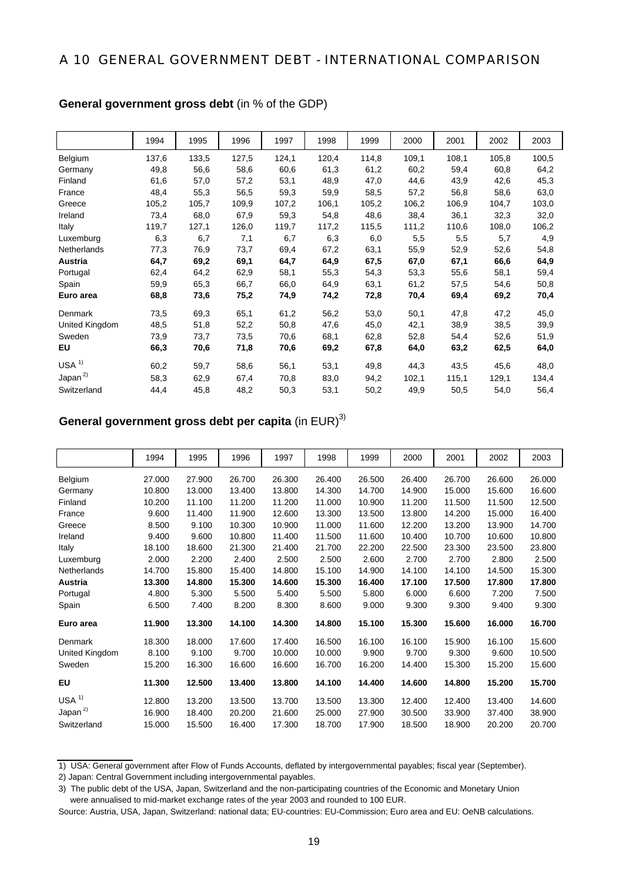# A 10 GENERAL GOVERNMENT DEBT - INTERNATIONAL COMPARISON

**General government gross debt** (in % of the GDP)

| | 1994 | 1995 | 1996 | 1997 | 1998 | 1999 | 2000 | 2001 | 2002 | 2003 |
|---|---|---|---|---|---|---|---|---|---|---|
| Belgium | 137,6 | 133,5 | 127,5 | 124,1 | 120,4 | 114,8 | 109,1 | 108,1 | 105,8 | 100,5 |
| Germany | 49,8 | 56,6 | 58,6 | 60,6 | 61,3 | 61,2 | 60,2 | 59,4 | 60,8 | 64,2 |
| Finland | 61,6 | 57,0 | 57,2 | 53,1 | 48,9 | 47,0 | 44,6 | 43,9 | 42,6 | 45,3 |
| France | 48,4 | 55,3 | 56,5 | 59,3 | 59,9 | 58,5 | 57,2 | 56,8 | 58,6 | 63,0 |
| Greece | 105,2 | 105,7 | 109,9 | 107,2 | 106,1 | 105,2 | 106,2 | 106,9 | 104,7 | 103,0 |
| Ireland | 73,4 | 68,0 | 67,9 | 59,3 | 54,8 | 48,6 | 38,4 | 36,1 | 32,3 | 32,0 |
| Italy | 119,7 | 127,1 | 126,0 | 119,7 | 117,2 | 115,5 | 111,2 | 110,6 | 108,0 | 106,2 |
| Luxemburg | 6,3 | 6,7 | 7,1 | 6,7 | 6,3 | 6,0 | 5,5 | 5,5 | 5,7 | 4,9 |
| Netherlands | 77,3 | 76,9 | 73,7 | 69,4 | 67,2 | 63,1 | 55,9 | 52,9 | 52,6 | 54,8 |
| **Austria** | **64,7** | **69,2** | **69,1** | **64,7** | **64,9** | **67,5** | **67,0** | **67,1** | **66,6** | **64,9** |
| Portugal | 62,4 | 64,2 | 62,9 | 58,1 | 55,3 | 54,3 | 53,3 | 55,6 | 58,1 | 59,4 |
| Spain | 59,9 | 65,3 | 66,7 | 66,0 | 64,9 | 63,1 | 61,2 | 57,5 | 54,6 | 50,8 |
| **Euro area** | **68,8** | **73,6** | **75,2** | **74,9** | **74,2** | **72,8** | **70,4** | **69,4** | **69,2** | **70,4** |
| Denmark | 73,5 | 69,3 | 65,1 | 61,2 | 56,2 | 53,0 | 50,1 | 47,8 | 47,2 | 45,0 |
| United Kingdom | 48,5 | 51,8 | 52,2 | 50,8 | 47,6 | 45,0 | 42,1 | 38,9 | 38,5 | 39,9 |
| Sweden | 73,9 | 73,7 | 73,5 | 70,6 | 68,1 | 62,8 | 52,8 | 54,4 | 52,6 | 51,9 |
| **EU** | **66,3** | **70,6** | **71,8** | **70,6** | **69,2** | **67,8** | **64,0** | **63,2** | **62,5** | **64,0** |
| USA [1] | 60,2 | 59,7 | 58,6 | 56,1 | 53,1 | 49,8 | 44,3 | 43,5 | 45,6 | 48,0 |
| Japan [2] | 58,3 | 62,9 | 67,4 | 70,8 | 83,0 | 94,2 | 102,1 | 115,1 | 129,1 | 134,4 |
| Switzerland | 44,4 | 45,8 | 48,2 | 50,3 | 53,1 | 50,2 | 49,9 | 50,5 | 54,0 | 56,4 |

**General government gross debt per capita** (in EUR)[3]

| | 1994 | 1995 | 1996 | 1997 | 1998 | 1999 | 2000 | 2001 | 2002 | 2003 |
|---|---|---|---|---|---|---|---|---|---|---|
| Belgium | 27.000 | 27.900 | 26.700 | 26.300 | 26.400 | 26.500 | 26.400 | 26.700 | 26.600 | 26.000 |
| Germany | 10.800 | 13.000 | 13.400 | 13.800 | 14.300 | 14.700 | 14.900 | 15.000 | 15.600 | 16.600 |
| Finland | 10.200 | 11.100 | 11.200 | 11.200 | 11.000 | 10.900 | 11.200 | 11.500 | 11.500 | 12.500 |
| France | 9.600 | 11.400 | 11.900 | 12.600 | 13.300 | 13.500 | 13.800 | 14.200 | 15.000 | 16.400 |
| Greece | 8.500 | 9.100 | 10.300 | 10.900 | 11.000 | 11.600 | 12.200 | 13.200 | 13.900 | 14.700 |
| Ireland | 9.400 | 9.600 | 10.800 | 11.400 | 11.500 | 11.600 | 10.400 | 10.700 | 10.600 | 10.800 |
| Italy | 18.100 | 18.600 | 21.300 | 21.400 | 21.700 | 22.200 | 22.500 | 23.300 | 23.500 | 23.800 |
| Luxemburg | 2.000 | 2.200 | 2.400 | 2.500 | 2.500 | 2.600 | 2.700 | 2.700 | 2.800 | 2.500 |
| Netherlands | 14.700 | 15.800 | 15.400 | 14.800 | 15.100 | 14.900 | 14.100 | 14.100 | 14.500 | 15.300 |
| **Austria** | **13.300** | **14.800** | **15.300** | **14.600** | **15.300** | **16.400** | **17.100** | **17.500** | **17.800** | **17.800** |
| Portugal | 4.800 | 5.300 | 5.500 | 5.400 | 5.500 | 5.800 | 6.000 | 6.600 | 7.200 | 7.500 |
| Spain | 6.500 | 7.400 | 8.200 | 8.300 | 8.600 | 9.000 | 9.300 | 9.300 | 9.400 | 9.300 |
| **Euro area** | **11.900** | **13.300** | **14.100** | **14.300** | **14.800** | **15.100** | **15.300** | **15.600** | **16.000** | **16.700** |
| Denmark | 18.300 | 18.000 | 17.600 | 17.400 | 16.500 | 16.100 | 16.100 | 15.900 | 16.100 | 15.600 |
| United Kingdom | 8.100 | 9.100 | 9.700 | 10.000 | 10.000 | 9.900 | 9.700 | 9.300 | 9.600 | 10.500 |
| Sweden | 15.200 | 16.300 | 16.600 | 16.600 | 16.700 | 16.200 | 14.400 | 15.300 | 15.200 | 15.600 |
| **EU** | **11.300** | **12.500** | **13.400** | **13.800** | **14.100** | **14.400** | **14.600** | **14.800** | **15.200** | **15.700** |
| USA [1] | 12.800 | 13.200 | 13.500 | 13.700 | 13.500 | 13.300 | 12.400 | 12.400 | 13.400 | 14.600 |
| Japan [2] | 16.900 | 18.400 | 20.200 | 21.600 | 25.000 | 27.900 | 30.500 | 33.900 | 37.400 | 38.900 |
| Switzerland | 15.000 | 15.500 | 16.400 | 17.300 | 18.700 | 17.900 | 18.500 | 18.900 | 20.200 | 20.700 |

1) USA: General government after Flow of Funds Accounts, deflated by intergovernmental payables; fiscal year (September).

2) Japan: Central Government including intergovernmental payables.

3) The public debt of the USA, Japan, Switzerland and the non-participating countries of the Economic and Monetary Union were annualised to mid-market exchange rates of the year 2003 and rounded to 100 EUR.

Source: Austria, USA, Japan, Switzerland: national data; EU-countries: EU-Commission; Euro area and EU: OeNB calculations.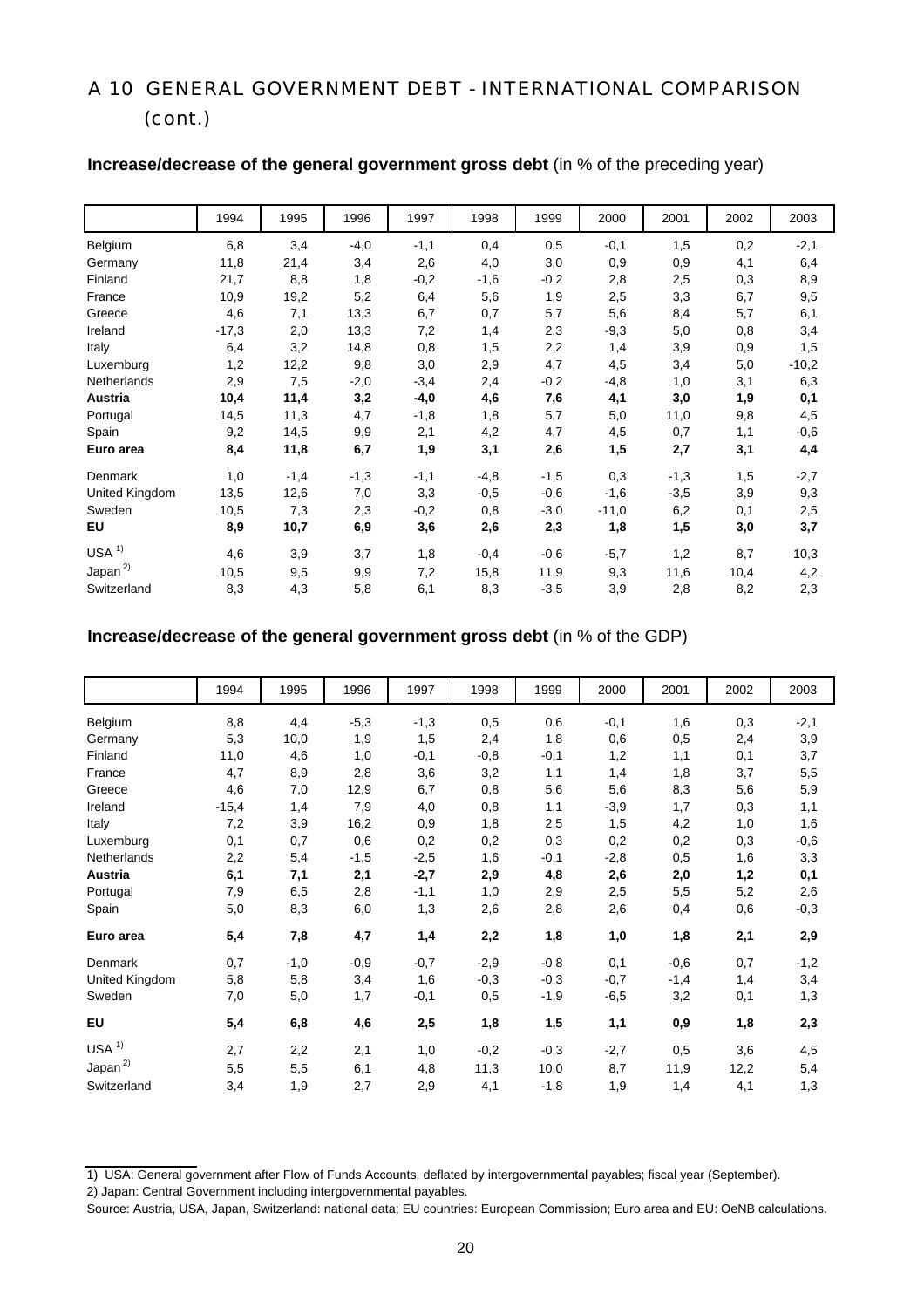# A 10 GENERAL GOVERNMENT DEBT - INTERNATIONAL COMPARISON (cont.)

**Increase/decrease of the general government gross debt** (in % of the preceding year)

| | 1994 | 1995 | 1996 | 1997 | 1998 | 1999 | 2000 | 2001 | 2002 | 2003 |
|---|---|---|---|---|---|---|---|---|---|---|
| Belgium | 6,8 | 3,4 | -4,0 | -1,1 | 0,4 | 0,5 | -0,1 | 1,5 | 0,2 | -2,1 |
| Germany | 11,8 | 21,4 | 3,4 | 2,6 | 4,0 | 3,0 | 0,9 | 0,9 | 4,1 | 6,4 |
| Finland | 21,7 | 8,8 | 1,8 | -0,2 | -1,6 | -0,2 | 2,8 | 2,5 | 0,3 | 8,9 |
| France | 10,9 | 19,2 | 5,2 | 6,4 | 5,6 | 1,9 | 2,5 | 3,3 | 6,7 | 9,5 |
| Greece | 4,6 | 7,1 | 13,3 | 6,7 | 0,7 | 5,7 | 5,6 | 8,4 | 5,7 | 6,1 |
| Ireland | -17,3 | 2,0 | 13,3 | 7,2 | 1,4 | 2,3 | -9,3 | 5,0 | 0,8 | 3,4 |
| Italy | 6,4 | 3,2 | 14,8 | 0,8 | 1,5 | 2,2 | 1,4 | 3,9 | 0,9 | 1,5 |
| Luxemburg | 1,2 | 12,2 | 9,8 | 3,0 | 2,9 | 4,7 | 4,5 | 3,4 | 5,0 | -10,2 |
| Netherlands | 2,9 | 7,5 | -2,0 | -3,4 | 2,4 | -0,2 | -4,8 | 1,0 | 3,1 | 6,3 |
| **Austria** | **10,4** | **11,4** | **3,2** | **-4,0** | **4,6** | **7,6** | **4,1** | **3,0** | **1,9** | **0,1** |
| Portugal | 14,5 | 11,3 | 4,7 | -1,8 | 1,8 | 5,7 | 5,0 | 11,0 | 9,8 | 4,5 |
| Spain | 9,2 | 14,5 | 9,9 | 2,1 | 4,2 | 4,7 | 4,5 | 0,7 | 1,1 | -0,6 |
| **Euro area** | **8,4** | **11,8** | **6,7** | **1,9** | **3,1** | **2,6** | **1,5** | **2,7** | **3,1** | **4,4** |
| Denmark | 1,0 | -1,4 | -1,3 | -1,1 | -4,8 | -1,5 | 0,3 | -1,3 | 1,5 | -2,7 |
| United Kingdom | 13,5 | 12,6 | 7,0 | 3,3 | -0,5 | -0,6 | -1,6 | -3,5 | 3,9 | 9,3 |
| Sweden | 10,5 | 7,3 | 2,3 | -0,2 | 0,8 | -3,0 | -11,0 | 6,2 | 0,1 | 2,5 |
| **EU** | **8,9** | **10,7** | **6,9** | **3,6** | **2,6** | **2,3** | **1,8** | **1,5** | **3,0** | **3,7** |
| USA [1)] | 4,6 | 3,9 | 3,7 | 1,8 | -0,4 | -0,6 | -5,7 | 1,2 | 8,7 | 10,3 |
| Japan [2)] | 10,5 | 9,5 | 9,9 | 7,2 | 15,8 | 11,9 | 9,3 | 11,6 | 10,4 | 4,2 |
| Switzerland | 8,3 | 4,3 | 5,8 | 6,1 | 8,3 | -3,5 | 3,9 | 2,8 | 8,2 | 2,3 |

**Increase/decrease of the general government gross debt** (in % of the GDP)

| | 1994 | 1995 | 1996 | 1997 | 1998 | 1999 | 2000 | 2001 | 2002 | 2003 |
|---|---|---|---|---|---|---|---|---|---|---|
| Belgium | 8,8 | 4,4 | -5,3 | -1,3 | 0,5 | 0,6 | -0,1 | 1,6 | 0,3 | -2,1 |
| Germany | 5,3 | 10,0 | 1,9 | 1,5 | 2,4 | 1,8 | 0,6 | 0,5 | 2,4 | 3,9 |
| Finland | 11,0 | 4,6 | 1,0 | -0,1 | -0,8 | -0,1 | 1,2 | 1,1 | 0,1 | 3,7 |
| France | 4,7 | 8,9 | 2,8 | 3,6 | 3,2 | 1,1 | 1,4 | 1,8 | 3,7 | 5,5 |
| Greece | 4,6 | 7,0 | 12,9 | 6,7 | 0,8 | 5,6 | 5,6 | 8,3 | 5,6 | 5,9 |
| Ireland | -15,4 | 1,4 | 7,9 | 4,0 | 0,8 | 1,1 | -3,9 | 1,7 | 0,3 | 1,1 |
| Italy | 7,2 | 3,9 | 16,2 | 0,9 | 1,8 | 2,5 | 1,5 | 4,2 | 1,0 | 1,6 |
| Luxemburg | 0,1 | 0,7 | 0,6 | 0,2 | 0,2 | 0,3 | 0,2 | 0,2 | 0,3 | -0,6 |
| Netherlands | 2,2 | 5,4 | -1,5 | -2,5 | 1,6 | -0,1 | -2,8 | 0,5 | 1,6 | 3,3 |
| **Austria** | **6,1** | **7,1** | **2,1** | **-2,7** | **2,9** | **4,8** | **2,6** | **2,0** | **1,2** | **0,1** |
| Portugal | 7,9 | 6,5 | 2,8 | -1,1 | 1,0 | 2,9 | 2,5 | 5,5 | 5,2 | 2,6 |
| Spain | 5,0 | 8,3 | 6,0 | 1,3 | 2,6 | 2,8 | 2,6 | 0,4 | 0,6 | -0,3 |
| **Euro area** | **5,4** | **7,8** | **4,7** | **1,4** | **2,2** | **1,8** | **1,0** | **1,8** | **2,1** | **2,9** |
| Denmark | 0,7 | -1,0 | -0,9 | -0,7 | -2,9 | -0,8 | 0,1 | -0,6 | 0,7 | -1,2 |
| United Kingdom | 5,8 | 5,8 | 3,4 | 1,6 | -0,3 | -0,3 | -0,7 | -1,4 | 1,4 | 3,4 |
| Sweden | 7,0 | 5,0 | 1,7 | -0,1 | 0,5 | -1,9 | -6,5 | 3,2 | 0,1 | 1,3 |
| **EU** | **5,4** | **6,8** | **4,6** | **2,5** | **1,8** | **1,5** | **1,1** | **0,9** | **1,8** | **2,3** |
| USA [1)] | 2,7 | 2,2 | 2,1 | 1,0 | -0,2 | -0,3 | -2,7 | 0,5 | 3,6 | 4,5 |
| Japan [2)] | 5,5 | 5,5 | 6,1 | 4,8 | 11,3 | 10,0 | 8,7 | 11,9 | 12,2 | 5,4 |
| Switzerland | 3,4 | 1,9 | 2,7 | 2,9 | 4,1 | -1,8 | 1,9 | 1,4 | 4,1 | 1,3 |

1) USA: General government after Flow of Funds Accounts, deflated by intergovernmental payables; fiscal year (September).

2) Japan: Central Government including intergovernmental payables.

Source: Austria, USA, Japan, Switzerland: national data; EU countries: European Commission; Euro area and EU: OeNB calculations.